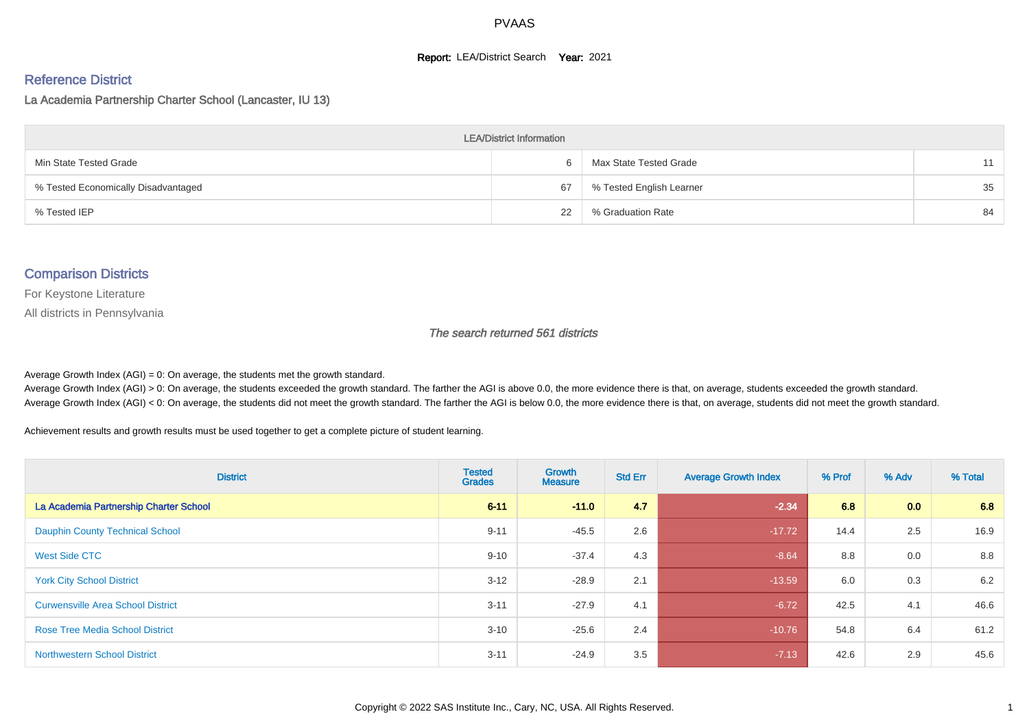# PVAAS

**Report:** LEA/District Search **Year:** 2021

## Reference District

La Academia Partnership Charter School (Lancaster, IU 13)

| LEA/District Information | | | |
|---|---|---|---|
| Min State Tested Grade | 6 | Max State Tested Grade | 11 |
| % Tested Economically Disadvantaged | 67 | % Tested English Learner | 35 |
| % Tested IEP | 22 | % Graduation Rate | 84 |

## Comparison Districts

For Keystone Literature

All districts in Pennsylvania

*The search returned 561 districts*

Average Growth Index (AGI) = 0: On average, the students met the growth standard.
Average Growth Index (AGI) > 0: On average, the students exceeded the growth standard. The farther the AGI is above 0.0, the more evidence there is that, on average, students exceeded the growth standard.
Average Growth Index (AGI) < 0: On average, the students did not meet the growth standard. The farther the AGI is below 0.0, the more evidence there is that, on average, students did not meet the growth standard.

Achievement results and growth results must be used together to get a complete picture of student learning.

| District | Tested Grades | Growth Measure | Std Err | Average Growth Index | % Prof | % Adv | % Total |
|---|---|---|---|---|---|---|---|
| **La Academia Partnership Charter School** | **6-11** | **-11.0** | **4.7** | **-2.34** | **6.8** | **0.0** | **6.8** |
| Dauphin County Technical School | 9-11 | -45.5 | 2.6 | -17.72 | 14.4 | 2.5 | 16.9 |
| West Side CTC | 9-10 | -37.4 | 4.3 | -8.64 | 8.8 | 0.0 | 8.8 |
| York City School District | 3-12 | -28.9 | 2.1 | -13.59 | 6.0 | 0.3 | 6.2 |
| Curwensville Area School District | 3-11 | -27.9 | 4.1 | -6.72 | 42.5 | 4.1 | 46.6 |
| Rose Tree Media School District | 3-10 | -25.6 | 2.4 | -10.76 | 54.8 | 6.4 | 61.2 |
| Northwestern School District | 3-11 | -24.9 | 3.5 | -7.13 | 42.6 | 2.9 | 45.6 |

Copyright © 2022 SAS Institute Inc., Cary, NC, USA. All Rights Reserved.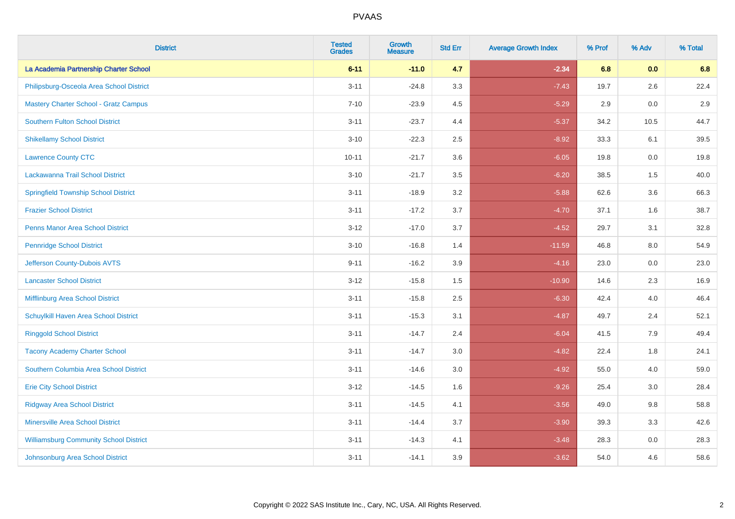| District | Tested Grades | Growth Measure | Std Err | Average Growth Index | % Prof | % Adv | % Total |
|---|---|---|---|---|---|---|---|
| **La Academia Partnership Charter School** | **6-11** | **-11.0** | **4.7** | **-2.34** | **6.8** | **0.0** | **6.8** |
| Philipsburg-Osceola Area School District | 3-11 | -24.8 | 3.3 | -7.43 | 19.7 | 2.6 | 22.4 |
| Mastery Charter School - Gratz Campus | 7-10 | -23.9 | 4.5 | -5.29 | 2.9 | 0.0 | 2.9 |
| Southern Fulton School District | 3-11 | -23.7 | 4.4 | -5.37 | 34.2 | 10.5 | 44.7 |
| Shikellamy School District | 3-10 | -22.3 | 2.5 | -8.92 | 33.3 | 6.1 | 39.5 |
| Lawrence County CTC | 10-11 | -21.7 | 3.6 | -6.05 | 19.8 | 0.0 | 19.8 |
| Lackawanna Trail School District | 3-10 | -21.7 | 3.5 | -6.20 | 38.5 | 1.5 | 40.0 |
| Springfield Township School District | 3-11 | -18.9 | 3.2 | -5.88 | 62.6 | 3.6 | 66.3 |
| Frazier School District | 3-11 | -17.2 | 3.7 | -4.70 | 37.1 | 1.6 | 38.7 |
| Penns Manor Area School District | 3-12 | -17.0 | 3.7 | -4.52 | 29.7 | 3.1 | 32.8 |
| Pennridge School District | 3-10 | -16.8 | 1.4 | -11.59 | 46.8 | 8.0 | 54.9 |
| Jefferson County-Dubois AVTS | 9-11 | -16.2 | 3.9 | -4.16 | 23.0 | 0.0 | 23.0 |
| Lancaster School District | 3-12 | -15.8 | 1.5 | -10.90 | 14.6 | 2.3 | 16.9 |
| Mifflinburg Area School District | 3-11 | -15.8 | 2.5 | -6.30 | 42.4 | 4.0 | 46.4 |
| Schuylkill Haven Area School District | 3-11 | -15.3 | 3.1 | -4.87 | 49.7 | 2.4 | 52.1 |
| Ringgold School District | 3-11 | -14.7 | 2.4 | -6.04 | 41.5 | 7.9 | 49.4 |
| Tacony Academy Charter School | 3-11 | -14.7 | 3.0 | -4.82 | 22.4 | 1.8 | 24.1 |
| Southern Columbia Area School District | 3-11 | -14.6 | 3.0 | -4.92 | 55.0 | 4.0 | 59.0 |
| Erie City School District | 3-12 | -14.5 | 1.6 | -9.26 | 25.4 | 3.0 | 28.4 |
| Ridgway Area School District | 3-11 | -14.5 | 4.1 | -3.56 | 49.0 | 9.8 | 58.8 |
| Minersville Area School District | 3-11 | -14.4 | 3.7 | -3.90 | 39.3 | 3.3 | 42.6 |
| Williamsburg Community School District | 3-11 | -14.3 | 4.1 | -3.48 | 28.3 | 0.0 | 28.3 |
| Johnsonburg Area School District | 3-11 | -14.1 | 3.9 | -3.62 | 54.0 | 4.6 | 58.6 |

Copyright © 2022 SAS Institute Inc., Cary, NC, USA. All Rights Reserved.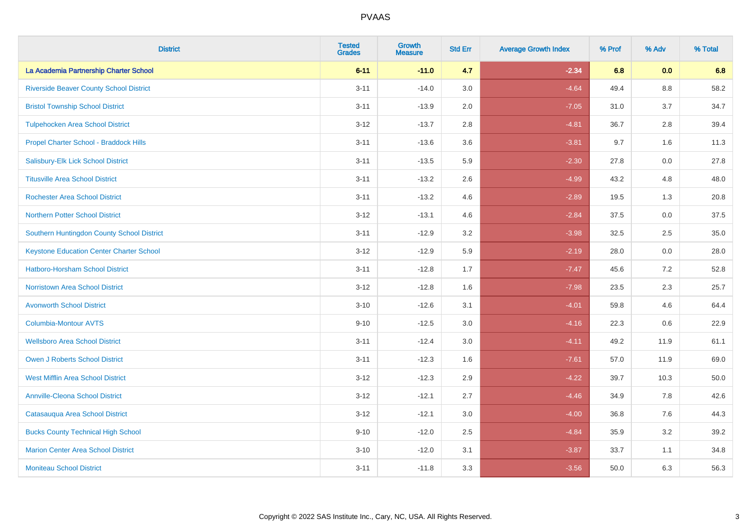| District | Tested Grades | Growth Measure | Std Err | Average Growth Index | % Prof | % Adv | % Total |
|---|---|---|---|---|---|---|---|
| **La Academia Partnership Charter School** | **6-11** | **-11.0** | **4.7** | **-2.34** | **6.8** | **0.0** | **6.8** |
| Riverside Beaver County School District | 3-11 | -14.0 | 3.0 | -4.64 | 49.4 | 8.8 | 58.2 |
| Bristol Township School District | 3-11 | -13.9 | 2.0 | -7.05 | 31.0 | 3.7 | 34.7 |
| Tulpehocken Area School District | 3-12 | -13.7 | 2.8 | -4.81 | 36.7 | 2.8 | 39.4 |
| Propel Charter School - Braddock Hills | 3-11 | -13.6 | 3.6 | -3.81 | 9.7 | 1.6 | 11.3 |
| Salisbury-Elk Lick School District | 3-11 | -13.5 | 5.9 | -2.30 | 27.8 | 0.0 | 27.8 |
| Titusville Area School District | 3-11 | -13.2 | 2.6 | -4.99 | 43.2 | 4.8 | 48.0 |
| Rochester Area School District | 3-11 | -13.2 | 4.6 | -2.89 | 19.5 | 1.3 | 20.8 |
| Northern Potter School District | 3-12 | -13.1 | 4.6 | -2.84 | 37.5 | 0.0 | 37.5 |
| Southern Huntingdon County School District | 3-11 | -12.9 | 3.2 | -3.98 | 32.5 | 2.5 | 35.0 |
| Keystone Education Center Charter School | 3-12 | -12.9 | 5.9 | -2.19 | 28.0 | 0.0 | 28.0 |
| Hatboro-Horsham School District | 3-11 | -12.8 | 1.7 | -7.47 | 45.6 | 7.2 | 52.8 |
| Norristown Area School District | 3-12 | -12.8 | 1.6 | -7.98 | 23.5 | 2.3 | 25.7 |
| Avonworth School District | 3-10 | -12.6 | 3.1 | -4.01 | 59.8 | 4.6 | 64.4 |
| Columbia-Montour AVTS | 9-10 | -12.5 | 3.0 | -4.16 | 22.3 | 0.6 | 22.9 |
| Wellsboro Area School District | 3-11 | -12.4 | 3.0 | -4.11 | 49.2 | 11.9 | 61.1 |
| Owen J Roberts School District | 3-11 | -12.3 | 1.6 | -7.61 | 57.0 | 11.9 | 69.0 |
| West Mifflin Area School District | 3-12 | -12.3 | 2.9 | -4.22 | 39.7 | 10.3 | 50.0 |
| Annville-Cleona School District | 3-12 | -12.1 | 2.7 | -4.46 | 34.9 | 7.8 | 42.6 |
| Catasauqua Area School District | 3-12 | -12.1 | 3.0 | -4.00 | 36.8 | 7.6 | 44.3 |
| Bucks County Technical High School | 9-10 | -12.0 | 2.5 | -4.84 | 35.9 | 3.2 | 39.2 |
| Marion Center Area School District | 3-10 | -12.0 | 3.1 | -3.87 | 33.7 | 1.1 | 34.8 |
| Moniteau School District | 3-11 | -11.8 | 3.3 | -3.56 | 50.0 | 6.3 | 56.3 |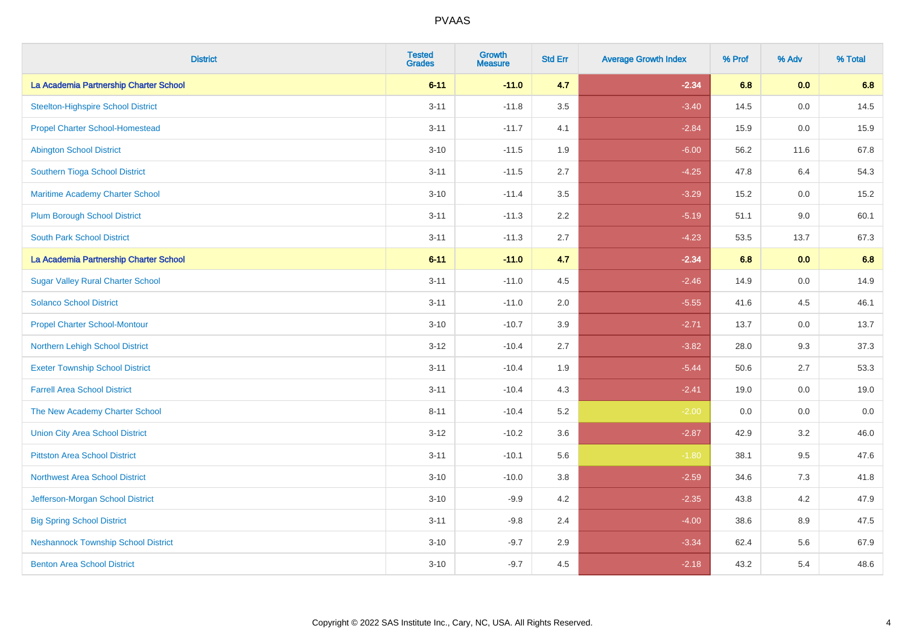| District | Tested Grades | Growth Measure | Std Err | Average Growth Index | % Prof | % Adv | % Total |
|---|---|---|---|---|---|---|---|
| **La Academia Partnership Charter School** | **6-11** | **-11.0** | **4.7** | **-2.34** | **6.8** | **0.0** | **6.8** |
| Steelton-Highspire School District | 3-11 | -11.8 | 3.5 | -3.40 | 14.5 | 0.0 | 14.5 |
| Propel Charter School-Homestead | 3-11 | -11.7 | 4.1 | -2.84 | 15.9 | 0.0 | 15.9 |
| Abington School District | 3-10 | -11.5 | 1.9 | -6.00 | 56.2 | 11.6 | 67.8 |
| Southern Tioga School District | 3-11 | -11.5 | 2.7 | -4.25 | 47.8 | 6.4 | 54.3 |
| Maritime Academy Charter School | 3-10 | -11.4 | 3.5 | -3.29 | 15.2 | 0.0 | 15.2 |
| Plum Borough School District | 3-11 | -11.3 | 2.2 | -5.19 | 51.1 | 9.0 | 60.1 |
| South Park School District | 3-11 | -11.3 | 2.7 | -4.23 | 53.5 | 13.7 | 67.3 |
| **La Academia Partnership Charter School** | **6-11** | **-11.0** | **4.7** | **-2.34** | **6.8** | **0.0** | **6.8** |
| Sugar Valley Rural Charter School | 3-11 | -11.0 | 4.5 | -2.46 | 14.9 | 0.0 | 14.9 |
| Solanco School District | 3-11 | -11.0 | 2.0 | -5.55 | 41.6 | 4.5 | 46.1 |
| Propel Charter School-Montour | 3-10 | -10.7 | 3.9 | -2.71 | 13.7 | 0.0 | 13.7 |
| Northern Lehigh School District | 3-12 | -10.4 | 2.7 | -3.82 | 28.0 | 9.3 | 37.3 |
| Exeter Township School District | 3-11 | -10.4 | 1.9 | -5.44 | 50.6 | 2.7 | 53.3 |
| Farrell Area School District | 3-11 | -10.4 | 4.3 | -2.41 | 19.0 | 0.0 | 19.0 |
| The New Academy Charter School | 8-11 | -10.4 | 5.2 | -2.00 | 0.0 | 0.0 | 0.0 |
| Union City Area School District | 3-12 | -10.2 | 3.6 | -2.87 | 42.9 | 3.2 | 46.0 |
| Pittston Area School District | 3-11 | -10.1 | 5.6 | -1.80 | 38.1 | 9.5 | 47.6 |
| Northwest Area School District | 3-10 | -10.0 | 3.8 | -2.59 | 34.6 | 7.3 | 41.8 |
| Jefferson-Morgan School District | 3-10 | -9.9 | 4.2 | -2.35 | 43.8 | 4.2 | 47.9 |
| Big Spring School District | 3-11 | -9.8 | 2.4 | -4.00 | 38.6 | 8.9 | 47.5 |
| Neshannock Township School District | 3-10 | -9.7 | 2.9 | -3.34 | 62.4 | 5.6 | 67.9 |
| Benton Area School District | 3-10 | -9.7 | 4.5 | -2.18 | 43.2 | 5.4 | 48.6 |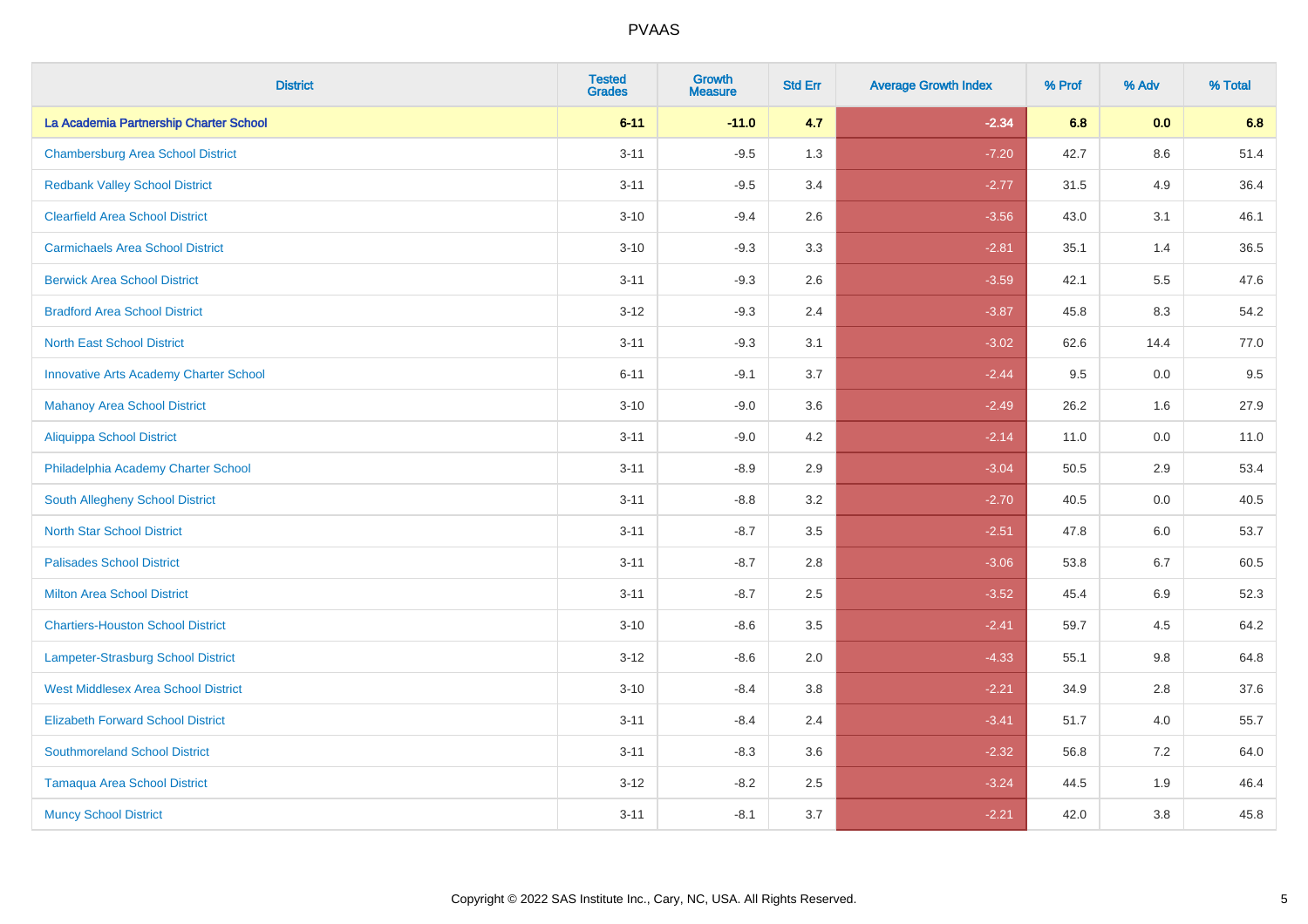| District | Tested Grades | Growth Measure | Std Err | Average Growth Index | % Prof | % Adv | % Total |
|---|---|---|---|---|---|---|---|
| **La Academia Partnership Charter School** | **6-11** | **-11.0** | **4.7** | **-2.34** | **6.8** | **0.0** | **6.8** |
| Chambersburg Area School District | 3-11 | -9.5 | 1.3 | -7.20 | 42.7 | 8.6 | 51.4 |
| Redbank Valley School District | 3-11 | -9.5 | 3.4 | -2.77 | 31.5 | 4.9 | 36.4 |
| Clearfield Area School District | 3-10 | -9.4 | 2.6 | -3.56 | 43.0 | 3.1 | 46.1 |
| Carmichaels Area School District | 3-10 | -9.3 | 3.3 | -2.81 | 35.1 | 1.4 | 36.5 |
| Berwick Area School District | 3-11 | -9.3 | 2.6 | -3.59 | 42.1 | 5.5 | 47.6 |
| Bradford Area School District | 3-12 | -9.3 | 2.4 | -3.87 | 45.8 | 8.3 | 54.2 |
| North East School District | 3-11 | -9.3 | 3.1 | -3.02 | 62.6 | 14.4 | 77.0 |
| Innovative Arts Academy Charter School | 6-11 | -9.1 | 3.7 | -2.44 | 9.5 | 0.0 | 9.5 |
| Mahanoy Area School District | 3-10 | -9.0 | 3.6 | -2.49 | 26.2 | 1.6 | 27.9 |
| Aliquippa School District | 3-11 | -9.0 | 4.2 | -2.14 | 11.0 | 0.0 | 11.0 |
| Philadelphia Academy Charter School | 3-11 | -8.9 | 2.9 | -3.04 | 50.5 | 2.9 | 53.4 |
| South Allegheny School District | 3-11 | -8.8 | 3.2 | -2.70 | 40.5 | 0.0 | 40.5 |
| North Star School District | 3-11 | -8.7 | 3.5 | -2.51 | 47.8 | 6.0 | 53.7 |
| Palisades School District | 3-11 | -8.7 | 2.8 | -3.06 | 53.8 | 6.7 | 60.5 |
| Milton Area School District | 3-11 | -8.7 | 2.5 | -3.52 | 45.4 | 6.9 | 52.3 |
| Chartiers-Houston School District | 3-10 | -8.6 | 3.5 | -2.41 | 59.7 | 4.5 | 64.2 |
| Lampeter-Strasburg School District | 3-12 | -8.6 | 2.0 | -4.33 | 55.1 | 9.8 | 64.8 |
| West Middlesex Area School District | 3-10 | -8.4 | 3.8 | -2.21 | 34.9 | 2.8 | 37.6 |
| Elizabeth Forward School District | 3-11 | -8.4 | 2.4 | -3.41 | 51.7 | 4.0 | 55.7 |
| Southmoreland School District | 3-11 | -8.3 | 3.6 | -2.32 | 56.8 | 7.2 | 64.0 |
| Tamaqua Area School District | 3-12 | -8.2 | 2.5 | -3.24 | 44.5 | 1.9 | 46.4 |
| Muncy School District | 3-11 | -8.1 | 3.7 | -2.21 | 42.0 | 3.8 | 45.8 |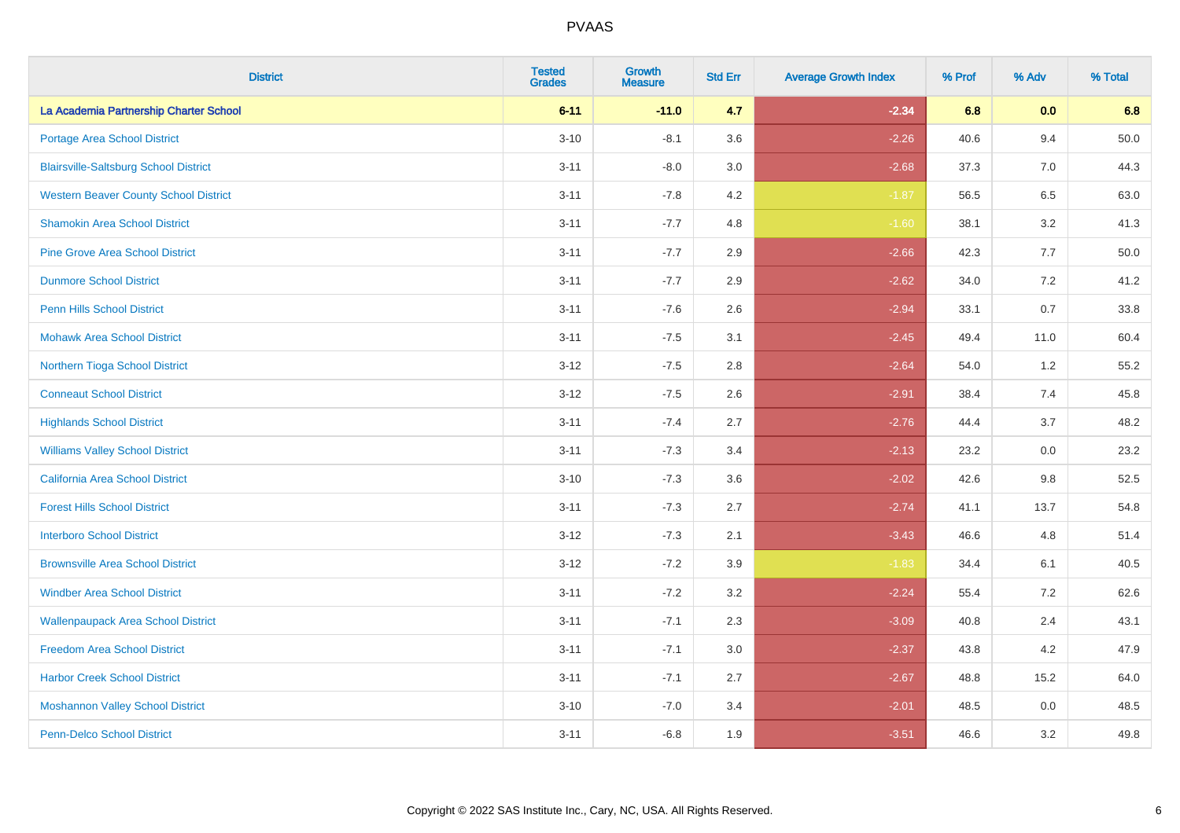| District | Tested Grades | Growth Measure | Std Err | Average Growth Index | % Prof | % Adv | % Total |
|---|---|---|---|---|---|---|---|
| **La Academia Partnership Charter School** | **6-11** | **-11.0** | **4.7** | **-2.34** | **6.8** | **0.0** | **6.8** |
| Portage Area School District | 3-10 | -8.1 | 3.6 | -2.26 | 40.6 | 9.4 | 50.0 |
| Blairsville-Saltsburg School District | 3-11 | -8.0 | 3.0 | -2.68 | 37.3 | 7.0 | 44.3 |
| Western Beaver County School District | 3-11 | -7.8 | 4.2 | -1.87 | 56.5 | 6.5 | 63.0 |
| Shamokin Area School District | 3-11 | -7.7 | 4.8 | -1.60 | 38.1 | 3.2 | 41.3 |
| Pine Grove Area School District | 3-11 | -7.7 | 2.9 | -2.66 | 42.3 | 7.7 | 50.0 |
| Dunmore School District | 3-11 | -7.7 | 2.9 | -2.62 | 34.0 | 7.2 | 41.2 |
| Penn Hills School District | 3-11 | -7.6 | 2.6 | -2.94 | 33.1 | 0.7 | 33.8 |
| Mohawk Area School District | 3-11 | -7.5 | 3.1 | -2.45 | 49.4 | 11.0 | 60.4 |
| Northern Tioga School District | 3-12 | -7.5 | 2.8 | -2.64 | 54.0 | 1.2 | 55.2 |
| Conneaut School District | 3-12 | -7.5 | 2.6 | -2.91 | 38.4 | 7.4 | 45.8 |
| Highlands School District | 3-11 | -7.4 | 2.7 | -2.76 | 44.4 | 3.7 | 48.2 |
| Williams Valley School District | 3-11 | -7.3 | 3.4 | -2.13 | 23.2 | 0.0 | 23.2 |
| California Area School District | 3-10 | -7.3 | 3.6 | -2.02 | 42.6 | 9.8 | 52.5 |
| Forest Hills School District | 3-11 | -7.3 | 2.7 | -2.74 | 41.1 | 13.7 | 54.8 |
| Interboro School District | 3-12 | -7.3 | 2.1 | -3.43 | 46.6 | 4.8 | 51.4 |
| Brownsville Area School District | 3-12 | -7.2 | 3.9 | -1.83 | 34.4 | 6.1 | 40.5 |
| Windber Area School District | 3-11 | -7.2 | 3.2 | -2.24 | 55.4 | 7.2 | 62.6 |
| Wallenpaupack Area School District | 3-11 | -7.1 | 2.3 | -3.09 | 40.8 | 2.4 | 43.1 |
| Freedom Area School District | 3-11 | -7.1 | 3.0 | -2.37 | 43.8 | 4.2 | 47.9 |
| Harbor Creek School District | 3-11 | -7.1 | 2.7 | -2.67 | 48.8 | 15.2 | 64.0 |
| Moshannon Valley School District | 3-10 | -7.0 | 3.4 | -2.01 | 48.5 | 0.0 | 48.5 |
| Penn-Delco School District | 3-11 | -6.8 | 1.9 | -3.51 | 46.6 | 3.2 | 49.8 |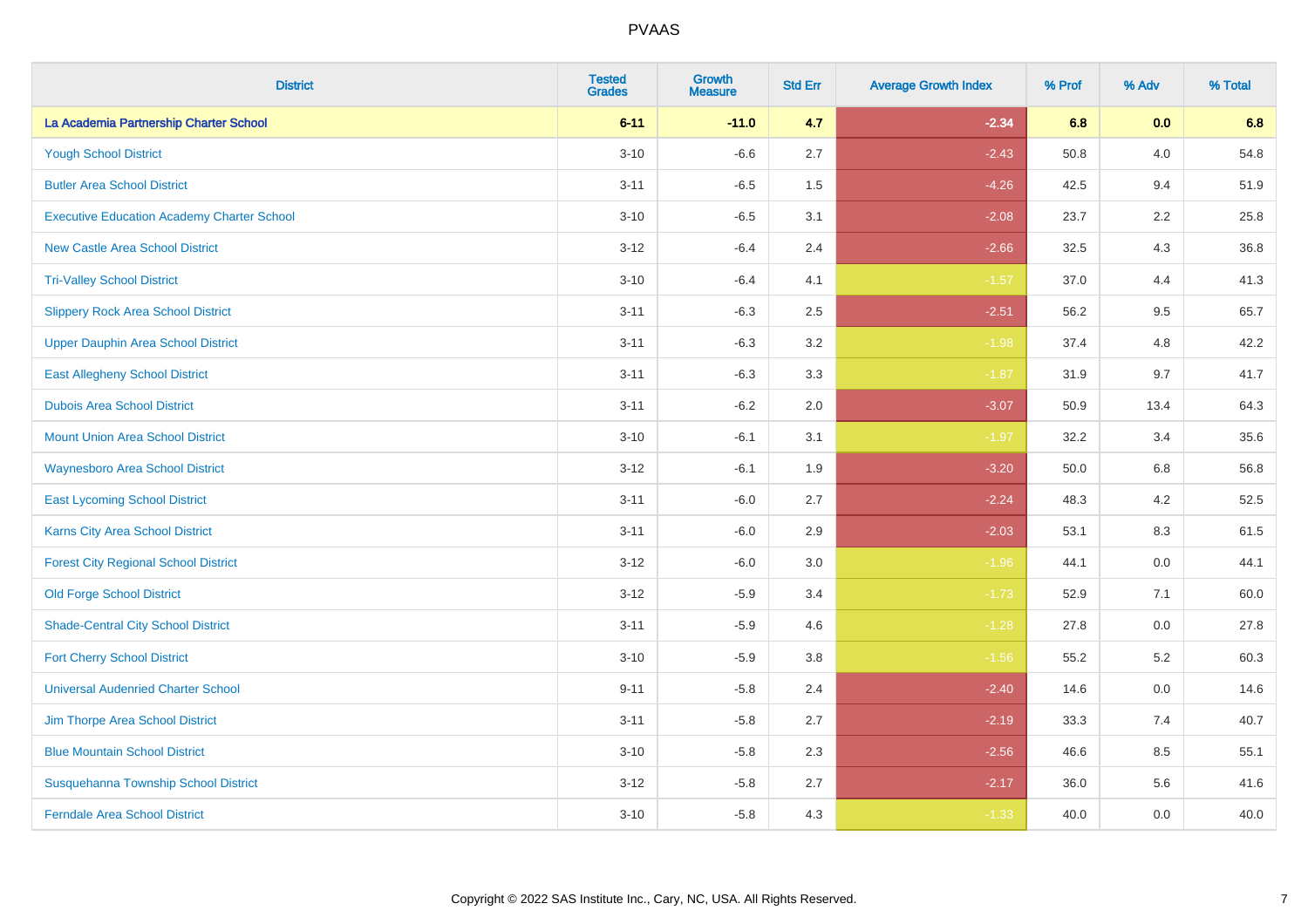PVAAS

| District | Tested Grades | Growth Measure | Std Err | Average Growth Index | % Prof | % Adv | % Total |
|---|---|---|---|---|---|---|---|
| **La Academia Partnership Charter School** | **6-11** | **-11.0** | **4.7** | **-2.34** | **6.8** | **0.0** | **6.8** |
| Yough School District | 3-10 | -6.6 | 2.7 | -2.43 | 50.8 | 4.0 | 54.8 |
| Butler Area School District | 3-11 | -6.5 | 1.5 | -4.26 | 42.5 | 9.4 | 51.9 |
| Executive Education Academy Charter School | 3-10 | -6.5 | 3.1 | -2.08 | 23.7 | 2.2 | 25.8 |
| New Castle Area School District | 3-12 | -6.4 | 2.4 | -2.66 | 32.5 | 4.3 | 36.8 |
| Tri-Valley School District | 3-10 | -6.4 | 4.1 | -1.57 | 37.0 | 4.4 | 41.3 |
| Slippery Rock Area School District | 3-11 | -6.3 | 2.5 | -2.51 | 56.2 | 9.5 | 65.7 |
| Upper Dauphin Area School District | 3-11 | -6.3 | 3.2 | -1.98 | 37.4 | 4.8 | 42.2 |
| East Allegheny School District | 3-11 | -6.3 | 3.3 | -1.87 | 31.9 | 9.7 | 41.7 |
| Dubois Area School District | 3-11 | -6.2 | 2.0 | -3.07 | 50.9 | 13.4 | 64.3 |
| Mount Union Area School District | 3-10 | -6.1 | 3.1 | -1.97 | 32.2 | 3.4 | 35.6 |
| Waynesboro Area School District | 3-12 | -6.1 | 1.9 | -3.20 | 50.0 | 6.8 | 56.8 |
| East Lycoming School District | 3-11 | -6.0 | 2.7 | -2.24 | 48.3 | 4.2 | 52.5 |
| Karns City Area School District | 3-11 | -6.0 | 2.9 | -2.03 | 53.1 | 8.3 | 61.5 |
| Forest City Regional School District | 3-12 | -6.0 | 3.0 | -1.96 | 44.1 | 0.0 | 44.1 |
| Old Forge School District | 3-12 | -5.9 | 3.4 | -1.73 | 52.9 | 7.1 | 60.0 |
| Shade-Central City School District | 3-11 | -5.9 | 4.6 | -1.28 | 27.8 | 0.0 | 27.8 |
| Fort Cherry School District | 3-10 | -5.9 | 3.8 | -1.56 | 55.2 | 5.2 | 60.3 |
| Universal Audenried Charter School | 9-11 | -5.8 | 2.4 | -2.40 | 14.6 | 0.0 | 14.6 |
| Jim Thorpe Area School District | 3-11 | -5.8 | 2.7 | -2.19 | 33.3 | 7.4 | 40.7 |
| Blue Mountain School District | 3-10 | -5.8 | 2.3 | -2.56 | 46.6 | 8.5 | 55.1 |
| Susquehanna Township School District | 3-12 | -5.8 | 2.7 | -2.17 | 36.0 | 5.6 | 41.6 |
| Ferndale Area School District | 3-10 | -5.8 | 4.3 | -1.33 | 40.0 | 0.0 | 40.0 |

Copyright © 2022 SAS Institute Inc., Cary, NC, USA. All Rights Reserved.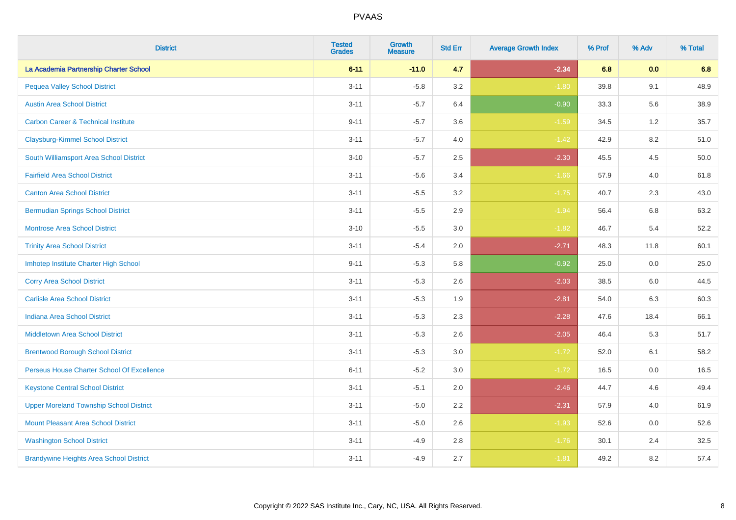| District | Tested Grades | Growth Measure | Std Err | Average Growth Index | % Prof | % Adv | % Total |
|---|---|---|---|---|---|---|---|
| **La Academia Partnership Charter School** | **6-11** | **-11.0** | **4.7** | **-2.34** | **6.8** | **0.0** | **6.8** |
| Pequea Valley School District | 3-11 | -5.8 | 3.2 | -1.80 | 39.8 | 9.1 | 48.9 |
| Austin Area School District | 3-11 | -5.7 | 6.4 | -0.90 | 33.3 | 5.6 | 38.9 |
| Carbon Career & Technical Institute | 9-11 | -5.7 | 3.6 | -1.59 | 34.5 | 1.2 | 35.7 |
| Claysburg-Kimmel School District | 3-11 | -5.7 | 4.0 | -1.42 | 42.9 | 8.2 | 51.0 |
| South Williamsport Area School District | 3-10 | -5.7 | 2.5 | -2.30 | 45.5 | 4.5 | 50.0 |
| Fairfield Area School District | 3-11 | -5.6 | 3.4 | -1.66 | 57.9 | 4.0 | 61.8 |
| Canton Area School District | 3-11 | -5.5 | 3.2 | -1.75 | 40.7 | 2.3 | 43.0 |
| Bermudian Springs School District | 3-11 | -5.5 | 2.9 | -1.94 | 56.4 | 6.8 | 63.2 |
| Montrose Area School District | 3-10 | -5.5 | 3.0 | -1.82 | 46.7 | 5.4 | 52.2 |
| Trinity Area School District | 3-11 | -5.4 | 2.0 | -2.71 | 48.3 | 11.8 | 60.1 |
| Imhotep Institute Charter High School | 9-11 | -5.3 | 5.8 | -0.92 | 25.0 | 0.0 | 25.0 |
| Corry Area School District | 3-11 | -5.3 | 2.6 | -2.03 | 38.5 | 6.0 | 44.5 |
| Carlisle Area School District | 3-11 | -5.3 | 1.9 | -2.81 | 54.0 | 6.3 | 60.3 |
| Indiana Area School District | 3-11 | -5.3 | 2.3 | -2.28 | 47.6 | 18.4 | 66.1 |
| Middletown Area School District | 3-11 | -5.3 | 2.6 | -2.05 | 46.4 | 5.3 | 51.7 |
| Brentwood Borough School District | 3-11 | -5.3 | 3.0 | -1.72 | 52.0 | 6.1 | 58.2 |
| Perseus House Charter School Of Excellence | 6-11 | -5.2 | 3.0 | -1.72 | 16.5 | 0.0 | 16.5 |
| Keystone Central School District | 3-11 | -5.1 | 2.0 | -2.46 | 44.7 | 4.6 | 49.4 |
| Upper Moreland Township School District | 3-11 | -5.0 | 2.2 | -2.31 | 57.9 | 4.0 | 61.9 |
| Mount Pleasant Area School District | 3-11 | -5.0 | 2.6 | -1.93 | 52.6 | 0.0 | 52.6 |
| Washington School District | 3-11 | -4.9 | 2.8 | -1.76 | 30.1 | 2.4 | 32.5 |
| Brandywine Heights Area School District | 3-11 | -4.9 | 2.7 | -1.81 | 49.2 | 8.2 | 57.4 |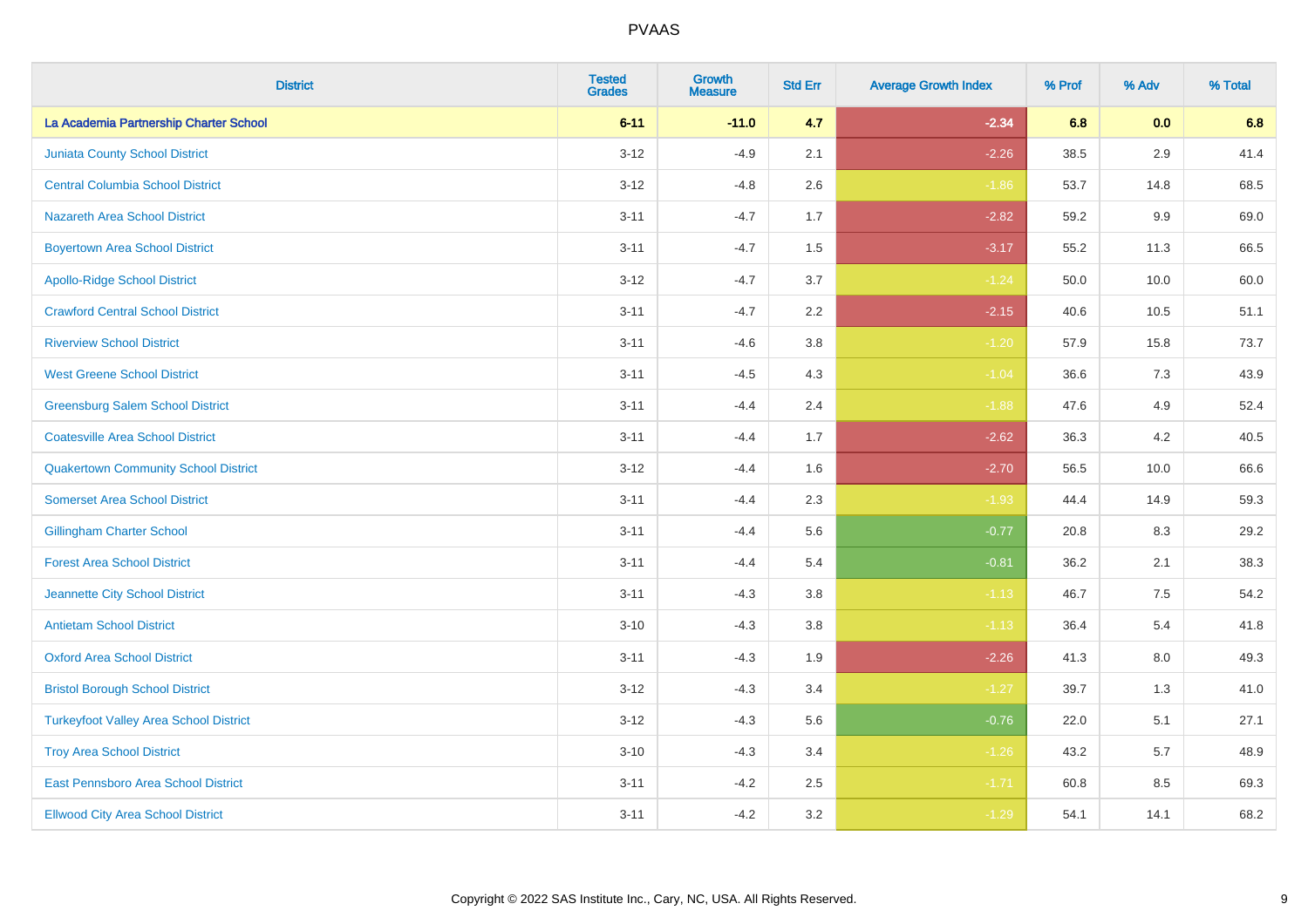# PVAAS

| District | Tested Grades | Growth Measure | Std Err | Average Growth Index | % Prof | % Adv | % Total |
|---|---|---|---|---|---|---|---|
| **La Academia Partnership Charter School** | **6-11** | **-11.0** | **4.7** | **-2.34** | **6.8** | **0.0** | **6.8** |
| Juniata County School District | 3-12 | -4.9 | 2.1 | -2.26 | 38.5 | 2.9 | 41.4 |
| Central Columbia School District | 3-12 | -4.8 | 2.6 | -1.86 | 53.7 | 14.8 | 68.5 |
| Nazareth Area School District | 3-11 | -4.7 | 1.7 | -2.82 | 59.2 | 9.9 | 69.0 |
| Boyertown Area School District | 3-11 | -4.7 | 1.5 | -3.17 | 55.2 | 11.3 | 66.5 |
| Apollo-Ridge School District | 3-12 | -4.7 | 3.7 | -1.24 | 50.0 | 10.0 | 60.0 |
| Crawford Central School District | 3-11 | -4.7 | 2.2 | -2.15 | 40.6 | 10.5 | 51.1 |
| Riverview School District | 3-11 | -4.6 | 3.8 | -1.20 | 57.9 | 15.8 | 73.7 |
| West Greene School District | 3-11 | -4.5 | 4.3 | -1.04 | 36.6 | 7.3 | 43.9 |
| Greensburg Salem School District | 3-11 | -4.4 | 2.4 | -1.88 | 47.6 | 4.9 | 52.4 |
| Coatesville Area School District | 3-11 | -4.4 | 1.7 | -2.62 | 36.3 | 4.2 | 40.5 |
| Quakertown Community School District | 3-12 | -4.4 | 1.6 | -2.70 | 56.5 | 10.0 | 66.6 |
| Somerset Area School District | 3-11 | -4.4 | 2.3 | -1.93 | 44.4 | 14.9 | 59.3 |
| Gillingham Charter School | 3-11 | -4.4 | 5.6 | -0.77 | 20.8 | 8.3 | 29.2 |
| Forest Area School District | 3-11 | -4.4 | 5.4 | -0.81 | 36.2 | 2.1 | 38.3 |
| Jeannette City School District | 3-11 | -4.3 | 3.8 | -1.13 | 46.7 | 7.5 | 54.2 |
| Antietam School District | 3-10 | -4.3 | 3.8 | -1.13 | 36.4 | 5.4 | 41.8 |
| Oxford Area School District | 3-11 | -4.3 | 1.9 | -2.26 | 41.3 | 8.0 | 49.3 |
| Bristol Borough School District | 3-12 | -4.3 | 3.4 | -1.27 | 39.7 | 1.3 | 41.0 |
| Turkeyfoot Valley Area School District | 3-12 | -4.3 | 5.6 | -0.76 | 22.0 | 5.1 | 27.1 |
| Troy Area School District | 3-10 | -4.3 | 3.4 | -1.26 | 43.2 | 5.7 | 48.9 |
| East Pennsboro Area School District | 3-11 | -4.2 | 2.5 | -1.71 | 60.8 | 8.5 | 69.3 |
| Ellwood City Area School District | 3-11 | -4.2 | 3.2 | -1.29 | 54.1 | 14.1 | 68.2 |

Copyright © 2022 SAS Institute Inc., Cary, NC, USA. All Rights Reserved.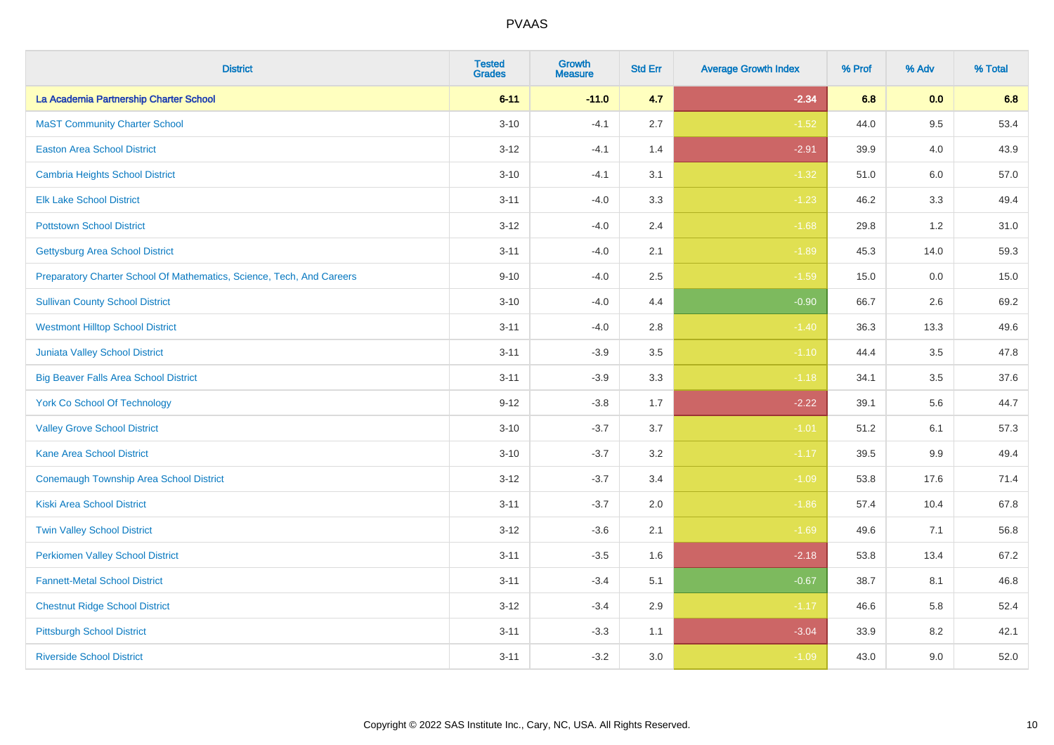| District | Tested Grades | Growth Measure | Std Err | Average Growth Index | % Prof | % Adv | % Total |
|---|---|---|---|---|---|---|---|
| **La Academia Partnership Charter School** | **6-11** | **-11.0** | **4.7** | **-2.34** | **6.8** | **0.0** | **6.8** |
| MaST Community Charter School | 3-10 | -4.1 | 2.7 | -1.52 | 44.0 | 9.5 | 53.4 |
| Easton Area School District | 3-12 | -4.1 | 1.4 | -2.91 | 39.9 | 4.0 | 43.9 |
| Cambria Heights School District | 3-10 | -4.1 | 3.1 | -1.32 | 51.0 | 6.0 | 57.0 |
| Elk Lake School District | 3-11 | -4.0 | 3.3 | -1.23 | 46.2 | 3.3 | 49.4 |
| Pottstown School District | 3-12 | -4.0 | 2.4 | -1.68 | 29.8 | 1.2 | 31.0 |
| Gettysburg Area School District | 3-11 | -4.0 | 2.1 | -1.89 | 45.3 | 14.0 | 59.3 |
| Preparatory Charter School Of Mathematics, Science, Tech, And Careers | 9-10 | -4.0 | 2.5 | -1.59 | 15.0 | 0.0 | 15.0 |
| Sullivan County School District | 3-10 | -4.0 | 4.4 | -0.90 | 66.7 | 2.6 | 69.2 |
| Westmont Hilltop School District | 3-11 | -4.0 | 2.8 | -1.40 | 36.3 | 13.3 | 49.6 |
| Juniata Valley School District | 3-11 | -3.9 | 3.5 | -1.10 | 44.4 | 3.5 | 47.8 |
| Big Beaver Falls Area School District | 3-11 | -3.9 | 3.3 | -1.18 | 34.1 | 3.5 | 37.6 |
| York Co School Of Technology | 9-12 | -3.8 | 1.7 | -2.22 | 39.1 | 5.6 | 44.7 |
| Valley Grove School District | 3-10 | -3.7 | 3.7 | -1.01 | 51.2 | 6.1 | 57.3 |
| Kane Area School District | 3-10 | -3.7 | 3.2 | -1.17 | 39.5 | 9.9 | 49.4 |
| Conemaugh Township Area School District | 3-12 | -3.7 | 3.4 | -1.09 | 53.8 | 17.6 | 71.4 |
| Kiski Area School District | 3-11 | -3.7 | 2.0 | -1.86 | 57.4 | 10.4 | 67.8 |
| Twin Valley School District | 3-12 | -3.6 | 2.1 | -1.69 | 49.6 | 7.1 | 56.8 |
| Perkiomen Valley School District | 3-11 | -3.5 | 1.6 | -2.18 | 53.8 | 13.4 | 67.2 |
| Fannett-Metal School District | 3-11 | -3.4 | 5.1 | -0.67 | 38.7 | 8.1 | 46.8 |
| Chestnut Ridge School District | 3-12 | -3.4 | 2.9 | -1.17 | 46.6 | 5.8 | 52.4 |
| Pittsburgh School District | 3-11 | -3.3 | 1.1 | -3.04 | 33.9 | 8.2 | 42.1 |
| Riverside School District | 3-11 | -3.2 | 3.0 | -1.09 | 43.0 | 9.0 | 52.0 |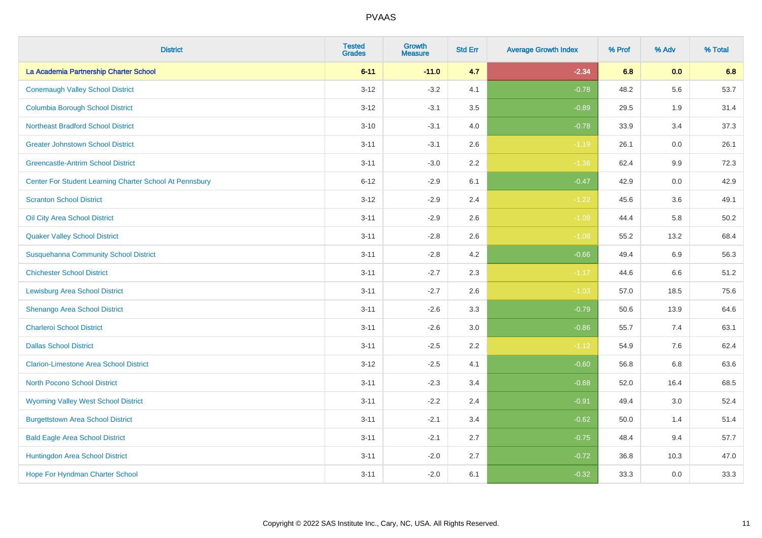# PVAAS

| District | Tested Grades | Growth Measure | Std Err | Average Growth Index | % Prof | % Adv | % Total |
|---|---|---|---|---|---|---|---|
| **La Academia Partnership Charter School** | **6-11** | **-11.0** | **4.7** | **-2.34** | **6.8** | **0.0** | **6.8** |
| Conemaugh Valley School District | 3-12 | -3.2 | 4.1 | -0.78 | 48.2 | 5.6 | 53.7 |
| Columbia Borough School District | 3-12 | -3.1 | 3.5 | -0.89 | 29.5 | 1.9 | 31.4 |
| Northeast Bradford School District | 3-10 | -3.1 | 4.0 | -0.78 | 33.9 | 3.4 | 37.3 |
| Greater Johnstown School District | 3-11 | -3.1 | 2.6 | -1.19 | 26.1 | 0.0 | 26.1 |
| Greencastle-Antrim School District | 3-11 | -3.0 | 2.2 | -1.36 | 62.4 | 9.9 | 72.3 |
| Center For Student Learning Charter School At Pennsbury | 6-12 | -2.9 | 6.1 | -0.47 | 42.9 | 0.0 | 42.9 |
| Scranton School District | 3-12 | -2.9 | 2.4 | -1.22 | 45.6 | 3.6 | 49.1 |
| Oil City Area School District | 3-11 | -2.9 | 2.6 | -1.08 | 44.4 | 5.8 | 50.2 |
| Quaker Valley School District | 3-11 | -2.8 | 2.6 | -1.08 | 55.2 | 13.2 | 68.4 |
| Susquehanna Community School District | 3-11 | -2.8 | 4.2 | -0.66 | 49.4 | 6.9 | 56.3 |
| Chichester School District | 3-11 | -2.7 | 2.3 | -1.17 | 44.6 | 6.6 | 51.2 |
| Lewisburg Area School District | 3-11 | -2.7 | 2.6 | -1.03 | 57.0 | 18.5 | 75.6 |
| Shenango Area School District | 3-11 | -2.6 | 3.3 | -0.79 | 50.6 | 13.9 | 64.6 |
| Charleroi School District | 3-11 | -2.6 | 3.0 | -0.86 | 55.7 | 7.4 | 63.1 |
| Dallas School District | 3-11 | -2.5 | 2.2 | -1.12 | 54.9 | 7.6 | 62.4 |
| Clarion-Limestone Area School District | 3-12 | -2.5 | 4.1 | -0.60 | 56.8 | 6.8 | 63.6 |
| North Pocono School District | 3-11 | -2.3 | 3.4 | -0.68 | 52.0 | 16.4 | 68.5 |
| Wyoming Valley West School District | 3-11 | -2.2 | 2.4 | -0.91 | 49.4 | 3.0 | 52.4 |
| Burgettstown Area School District | 3-11 | -2.1 | 3.4 | -0.62 | 50.0 | 1.4 | 51.4 |
| Bald Eagle Area School District | 3-11 | -2.1 | 2.7 | -0.75 | 48.4 | 9.4 | 57.7 |
| Huntingdon Area School District | 3-11 | -2.0 | 2.7 | -0.72 | 36.8 | 10.3 | 47.0 |
| Hope For Hyndman Charter School | 3-11 | -2.0 | 6.1 | -0.32 | 33.3 | 0.0 | 33.3 |

Copyright © 2022 SAS Institute Inc., Cary, NC, USA. All Rights Reserved.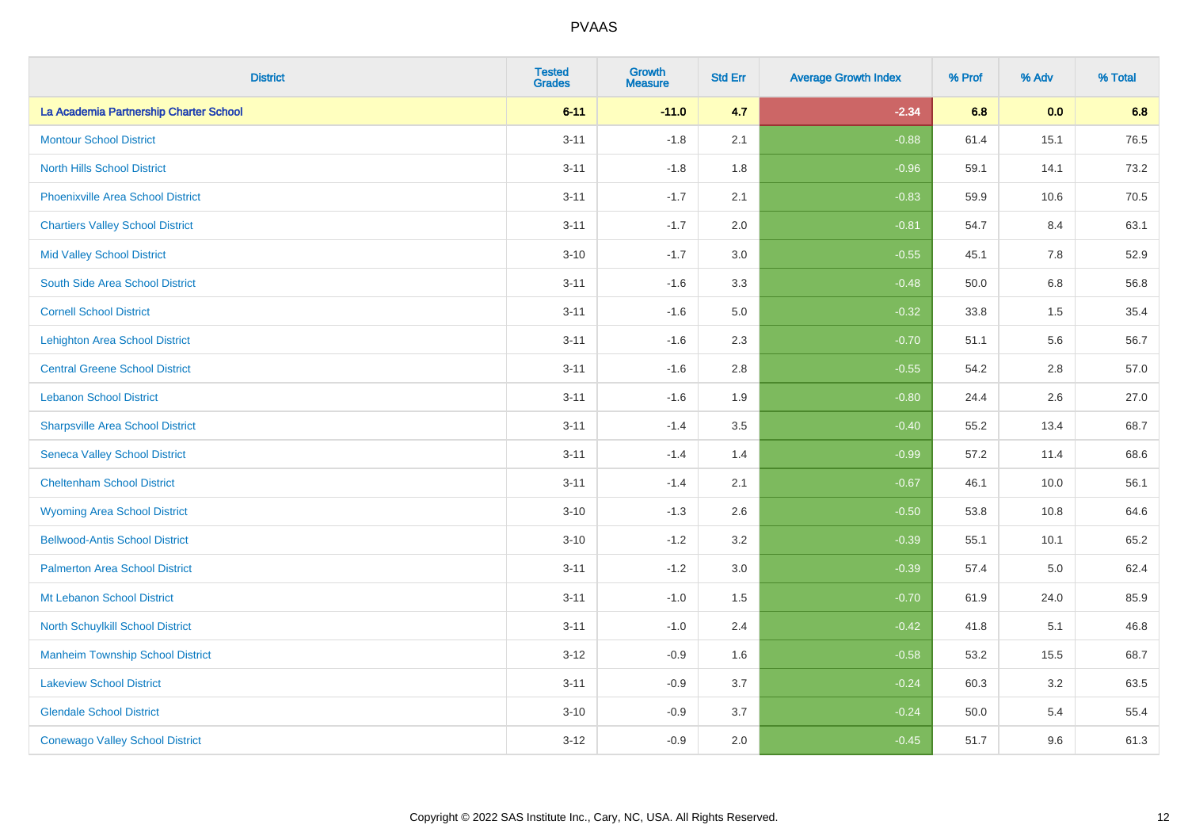| District | Tested Grades | Growth Measure | Std Err | Average Growth Index | % Prof | % Adv | % Total |
|---|---|---|---|---|---|---|---|
| **La Academia Partnership Charter School** | **6-11** | **-11.0** | **4.7** | **-2.34** | **6.8** | **0.0** | **6.8** |
| Montour School District | 3-11 | -1.8 | 2.1 | -0.88 | 61.4 | 15.1 | 76.5 |
| North Hills School District | 3-11 | -1.8 | 1.8 | -0.96 | 59.1 | 14.1 | 73.2 |
| Phoenixville Area School District | 3-11 | -1.7 | 2.1 | -0.83 | 59.9 | 10.6 | 70.5 |
| Chartiers Valley School District | 3-11 | -1.7 | 2.0 | -0.81 | 54.7 | 8.4 | 63.1 |
| Mid Valley School District | 3-10 | -1.7 | 3.0 | -0.55 | 45.1 | 7.8 | 52.9 |
| South Side Area School District | 3-11 | -1.6 | 3.3 | -0.48 | 50.0 | 6.8 | 56.8 |
| Cornell School District | 3-11 | -1.6 | 5.0 | -0.32 | 33.8 | 1.5 | 35.4 |
| Lehighton Area School District | 3-11 | -1.6 | 2.3 | -0.70 | 51.1 | 5.6 | 56.7 |
| Central Greene School District | 3-11 | -1.6 | 2.8 | -0.55 | 54.2 | 2.8 | 57.0 |
| Lebanon School District | 3-11 | -1.6 | 1.9 | -0.80 | 24.4 | 2.6 | 27.0 |
| Sharpsville Area School District | 3-11 | -1.4 | 3.5 | -0.40 | 55.2 | 13.4 | 68.7 |
| Seneca Valley School District | 3-11 | -1.4 | 1.4 | -0.99 | 57.2 | 11.4 | 68.6 |
| Cheltenham School District | 3-11 | -1.4 | 2.1 | -0.67 | 46.1 | 10.0 | 56.1 |
| Wyoming Area School District | 3-10 | -1.3 | 2.6 | -0.50 | 53.8 | 10.8 | 64.6 |
| Bellwood-Antis School District | 3-10 | -1.2 | 3.2 | -0.39 | 55.1 | 10.1 | 65.2 |
| Palmerton Area School District | 3-11 | -1.2 | 3.0 | -0.39 | 57.4 | 5.0 | 62.4 |
| Mt Lebanon School District | 3-11 | -1.0 | 1.5 | -0.70 | 61.9 | 24.0 | 85.9 |
| North Schuylkill School District | 3-11 | -1.0 | 2.4 | -0.42 | 41.8 | 5.1 | 46.8 |
| Manheim Township School District | 3-12 | -0.9 | 1.6 | -0.58 | 53.2 | 15.5 | 68.7 |
| Lakeview School District | 3-11 | -0.9 | 3.7 | -0.24 | 60.3 | 3.2 | 63.5 |
| Glendale School District | 3-10 | -0.9 | 3.7 | -0.24 | 50.0 | 5.4 | 55.4 |
| Conewago Valley School District | 3-12 | -0.9 | 2.0 | -0.45 | 51.7 | 9.6 | 61.3 |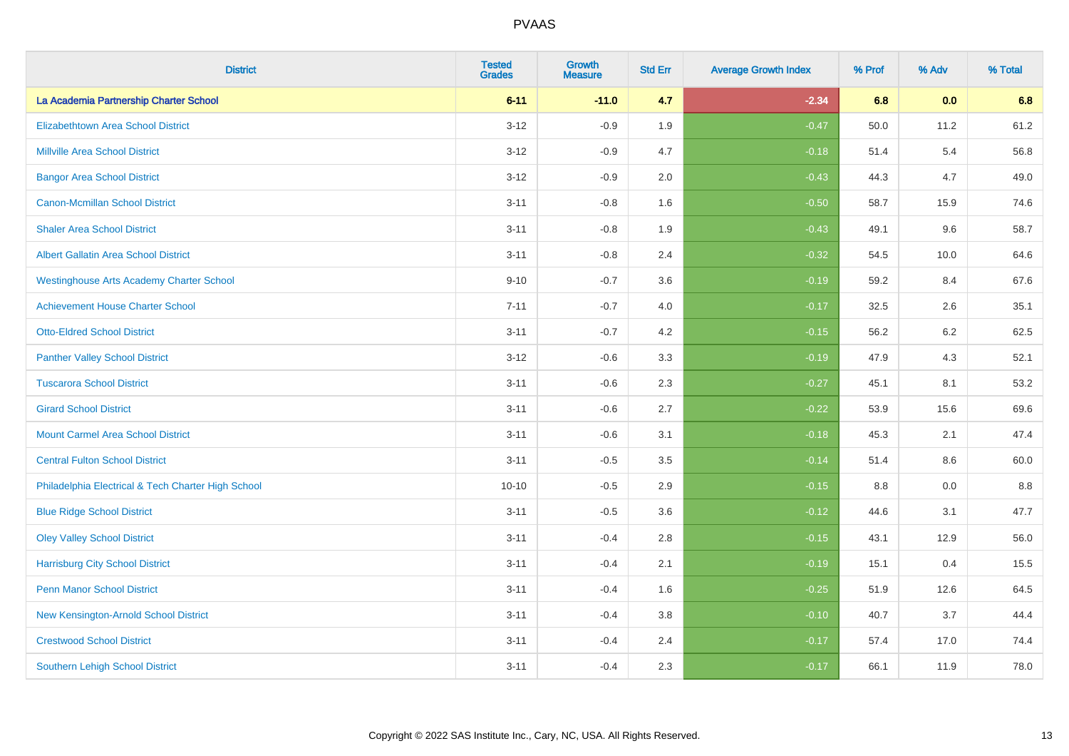# PVAAS

| District | Tested Grades | Growth Measure | Std Err | Average Growth Index | % Prof | % Adv | % Total |
|---|---|---|---|---|---|---|---|
| **La Academia Partnership Charter School** | **6-11** | **-11.0** | **4.7** | **-2.34** | **6.8** | **0.0** | **6.8** |
| Elizabethtown Area School District | 3-12 | -0.9 | 1.9 | -0.47 | 50.0 | 11.2 | 61.2 |
| Millville Area School District | 3-12 | -0.9 | 4.7 | -0.18 | 51.4 | 5.4 | 56.8 |
| Bangor Area School District | 3-12 | -0.9 | 2.0 | -0.43 | 44.3 | 4.7 | 49.0 |
| Canon-Mcmillan School District | 3-11 | -0.8 | 1.6 | -0.50 | 58.7 | 15.9 | 74.6 |
| Shaler Area School District | 3-11 | -0.8 | 1.9 | -0.43 | 49.1 | 9.6 | 58.7 |
| Albert Gallatin Area School District | 3-11 | -0.8 | 2.4 | -0.32 | 54.5 | 10.0 | 64.6 |
| Westinghouse Arts Academy Charter School | 9-10 | -0.7 | 3.6 | -0.19 | 59.2 | 8.4 | 67.6 |
| Achievement House Charter School | 7-11 | -0.7 | 4.0 | -0.17 | 32.5 | 2.6 | 35.1 |
| Otto-Eldred School District | 3-11 | -0.7 | 4.2 | -0.15 | 56.2 | 6.2 | 62.5 |
| Panther Valley School District | 3-12 | -0.6 | 3.3 | -0.19 | 47.9 | 4.3 | 52.1 |
| Tuscarora School District | 3-11 | -0.6 | 2.3 | -0.27 | 45.1 | 8.1 | 53.2 |
| Girard School District | 3-11 | -0.6 | 2.7 | -0.22 | 53.9 | 15.6 | 69.6 |
| Mount Carmel Area School District | 3-11 | -0.6 | 3.1 | -0.18 | 45.3 | 2.1 | 47.4 |
| Central Fulton School District | 3-11 | -0.5 | 3.5 | -0.14 | 51.4 | 8.6 | 60.0 |
| Philadelphia Electrical & Tech Charter High School | 10-10 | -0.5 | 2.9 | -0.15 | 8.8 | 0.0 | 8.8 |
| Blue Ridge School District | 3-11 | -0.5 | 3.6 | -0.12 | 44.6 | 3.1 | 47.7 |
| Oley Valley School District | 3-11 | -0.4 | 2.8 | -0.15 | 43.1 | 12.9 | 56.0 |
| Harrisburg City School District | 3-11 | -0.4 | 2.1 | -0.19 | 15.1 | 0.4 | 15.5 |
| Penn Manor School District | 3-11 | -0.4 | 1.6 | -0.25 | 51.9 | 12.6 | 64.5 |
| New Kensington-Arnold School District | 3-11 | -0.4 | 3.8 | -0.10 | 40.7 | 3.7 | 44.4 |
| Crestwood School District | 3-11 | -0.4 | 2.4 | -0.17 | 57.4 | 17.0 | 74.4 |
| Southern Lehigh School District | 3-11 | -0.4 | 2.3 | -0.17 | 66.1 | 11.9 | 78.0 |

Copyright © 2022 SAS Institute Inc., Cary, NC, USA. All Rights Reserved.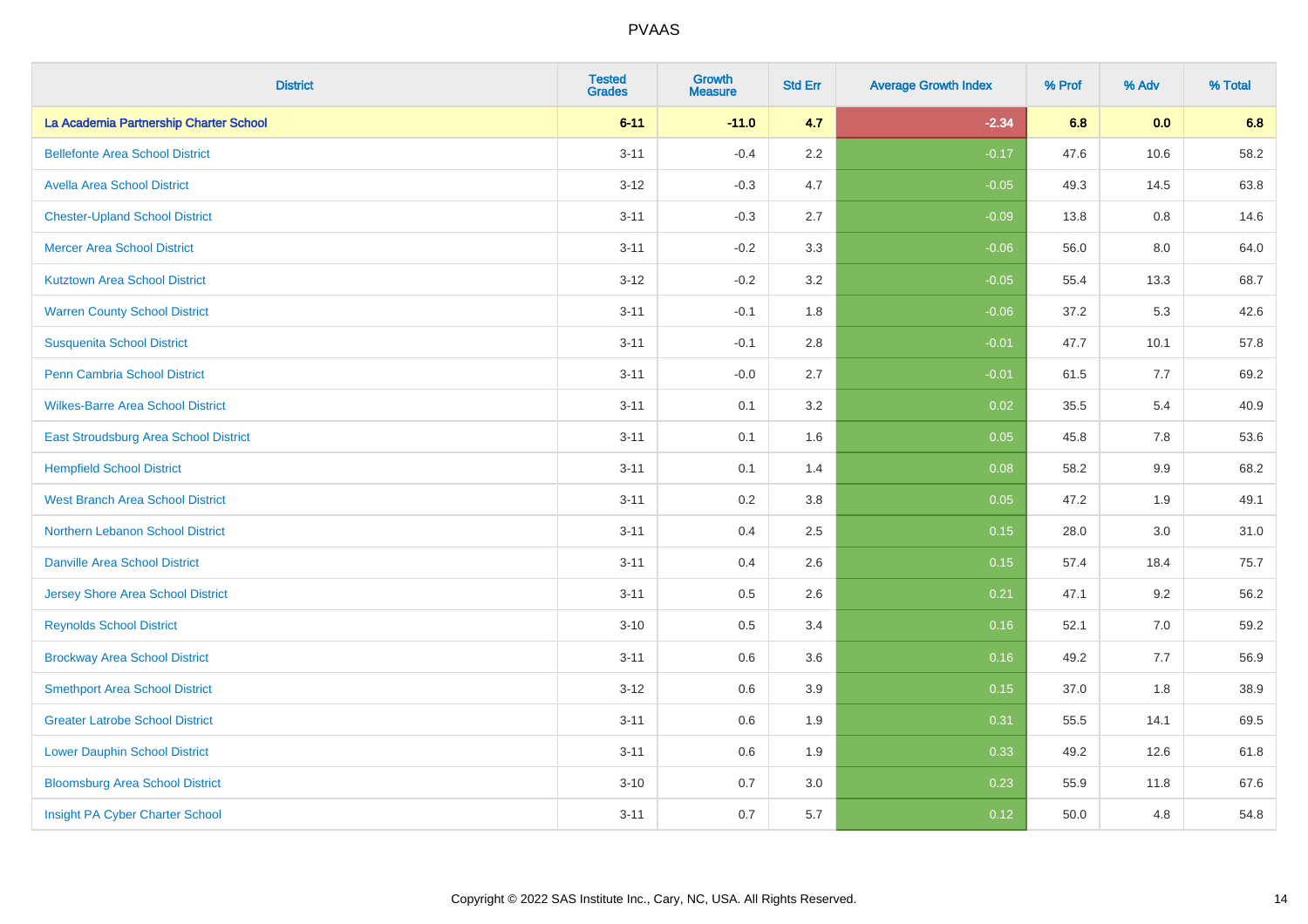# PVAAS

| District | Tested Grades | Growth Measure | Std Err | Average Growth Index | % Prof | % Adv | % Total |
|---|---|---|---|---|---|---|---|
| **La Academia Partnership Charter School** | **6-11** | **-11.0** | **4.7** | **-2.34** | **6.8** | **0.0** | **6.8** |
| Bellefonte Area School District | 3-11 | -0.4 | 2.2 | -0.17 | 47.6 | 10.6 | 58.2 |
| Avella Area School District | 3-12 | -0.3 | 4.7 | -0.05 | 49.3 | 14.5 | 63.8 |
| Chester-Upland School District | 3-11 | -0.3 | 2.7 | -0.09 | 13.8 | 0.8 | 14.6 |
| Mercer Area School District | 3-11 | -0.2 | 3.3 | -0.06 | 56.0 | 8.0 | 64.0 |
| Kutztown Area School District | 3-12 | -0.2 | 3.2 | -0.05 | 55.4 | 13.3 | 68.7 |
| Warren County School District | 3-11 | -0.1 | 1.8 | -0.06 | 37.2 | 5.3 | 42.6 |
| Susquenita School District | 3-11 | -0.1 | 2.8 | -0.01 | 47.7 | 10.1 | 57.8 |
| Penn Cambria School District | 3-11 | -0.0 | 2.7 | -0.01 | 61.5 | 7.7 | 69.2 |
| Wilkes-Barre Area School District | 3-11 | 0.1 | 3.2 | 0.02 | 35.5 | 5.4 | 40.9 |
| East Stroudsburg Area School District | 3-11 | 0.1 | 1.6 | 0.05 | 45.8 | 7.8 | 53.6 |
| Hempfield School District | 3-11 | 0.1 | 1.4 | 0.08 | 58.2 | 9.9 | 68.2 |
| West Branch Area School District | 3-11 | 0.2 | 3.8 | 0.05 | 47.2 | 1.9 | 49.1 |
| Northern Lebanon School District | 3-11 | 0.4 | 2.5 | 0.15 | 28.0 | 3.0 | 31.0 |
| Danville Area School District | 3-11 | 0.4 | 2.6 | 0.15 | 57.4 | 18.4 | 75.7 |
| Jersey Shore Area School District | 3-11 | 0.5 | 2.6 | 0.21 | 47.1 | 9.2 | 56.2 |
| Reynolds School District | 3-10 | 0.5 | 3.4 | 0.16 | 52.1 | 7.0 | 59.2 |
| Brockway Area School District | 3-11 | 0.6 | 3.6 | 0.16 | 49.2 | 7.7 | 56.9 |
| Smethport Area School District | 3-12 | 0.6 | 3.9 | 0.15 | 37.0 | 1.8 | 38.9 |
| Greater Latrobe School District | 3-11 | 0.6 | 1.9 | 0.31 | 55.5 | 14.1 | 69.5 |
| Lower Dauphin School District | 3-11 | 0.6 | 1.9 | 0.33 | 49.2 | 12.6 | 61.8 |
| Bloomsburg Area School District | 3-10 | 0.7 | 3.0 | 0.23 | 55.9 | 11.8 | 67.6 |
| Insight PA Cyber Charter School | 3-11 | 0.7 | 5.7 | 0.12 | 50.0 | 4.8 | 54.8 |

Copyright © 2022 SAS Institute Inc., Cary, NC, USA. All Rights Reserved.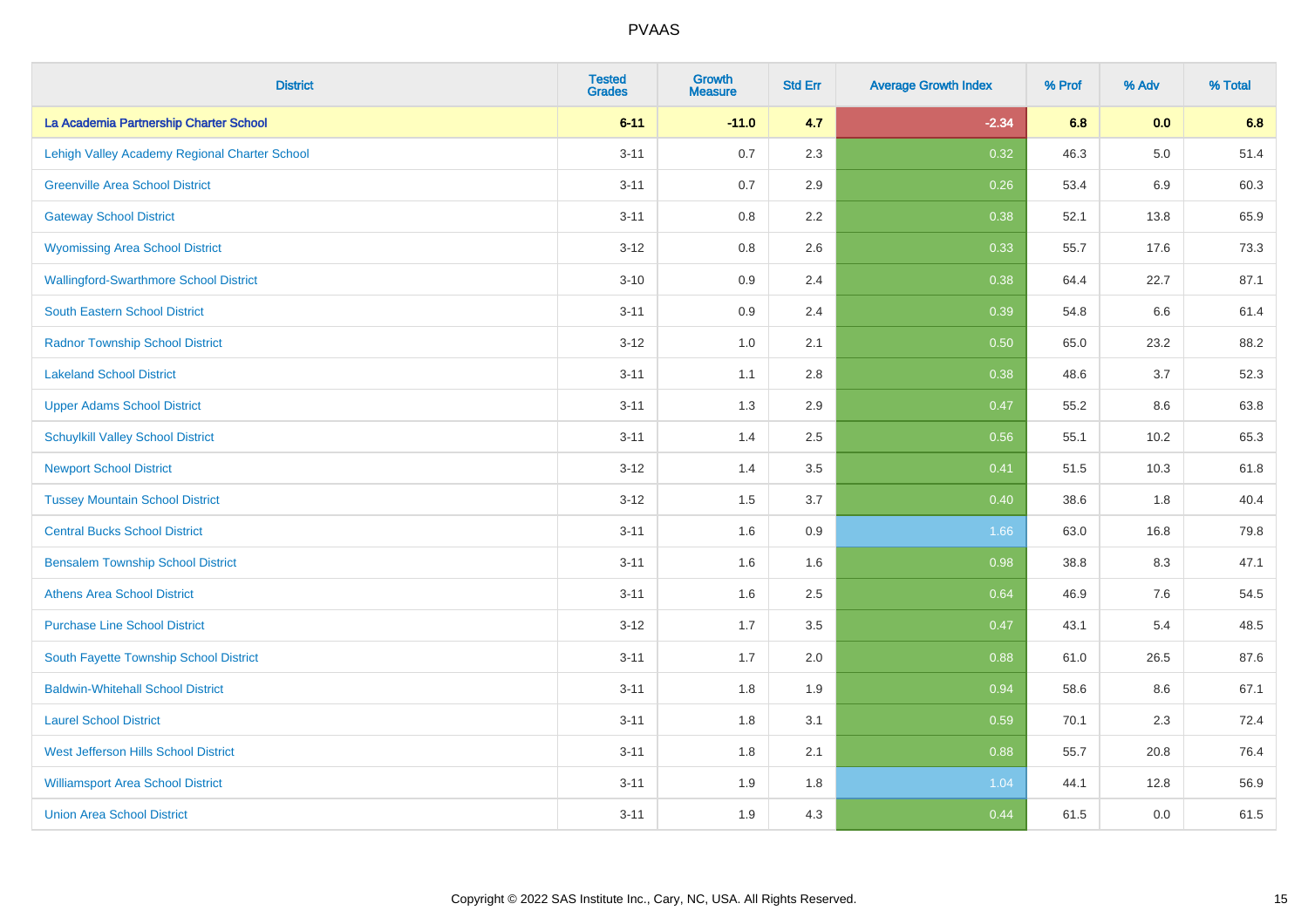PVAAS

| District | Tested Grades | Growth Measure | Std Err | Average Growth Index | % Prof | % Adv | % Total |
|---|---|---|---|---|---|---|---|
| **La Academia Partnership Charter School** | **6-11** | **-11.0** | **4.7** | **-2.34** | **6.8** | **0.0** | **6.8** |
| Lehigh Valley Academy Regional Charter School | 3-11 | 0.7 | 2.3 | 0.32 | 46.3 | 5.0 | 51.4 |
| Greenville Area School District | 3-11 | 0.7 | 2.9 | 0.26 | 53.4 | 6.9 | 60.3 |
| Gateway School District | 3-11 | 0.8 | 2.2 | 0.38 | 52.1 | 13.8 | 65.9 |
| Wyomissing Area School District | 3-12 | 0.8 | 2.6 | 0.33 | 55.7 | 17.6 | 73.3 |
| Wallingford-Swarthmore School District | 3-10 | 0.9 | 2.4 | 0.38 | 64.4 | 22.7 | 87.1 |
| South Eastern School District | 3-11 | 0.9 | 2.4 | 0.39 | 54.8 | 6.6 | 61.4 |
| Radnor Township School District | 3-12 | 1.0 | 2.1 | 0.50 | 65.0 | 23.2 | 88.2 |
| Lakeland School District | 3-11 | 1.1 | 2.8 | 0.38 | 48.6 | 3.7 | 52.3 |
| Upper Adams School District | 3-11 | 1.3 | 2.9 | 0.47 | 55.2 | 8.6 | 63.8 |
| Schuylkill Valley School District | 3-11 | 1.4 | 2.5 | 0.56 | 55.1 | 10.2 | 65.3 |
| Newport School District | 3-12 | 1.4 | 3.5 | 0.41 | 51.5 | 10.3 | 61.8 |
| Tussey Mountain School District | 3-12 | 1.5 | 3.7 | 0.40 | 38.6 | 1.8 | 40.4 |
| Central Bucks School District | 3-11 | 1.6 | 0.9 | 1.66 | 63.0 | 16.8 | 79.8 |
| Bensalem Township School District | 3-11 | 1.6 | 1.6 | 0.98 | 38.8 | 8.3 | 47.1 |
| Athens Area School District | 3-11 | 1.6 | 2.5 | 0.64 | 46.9 | 7.6 | 54.5 |
| Purchase Line School District | 3-12 | 1.7 | 3.5 | 0.47 | 43.1 | 5.4 | 48.5 |
| South Fayette Township School District | 3-11 | 1.7 | 2.0 | 0.88 | 61.0 | 26.5 | 87.6 |
| Baldwin-Whitehall School District | 3-11 | 1.8 | 1.9 | 0.94 | 58.6 | 8.6 | 67.1 |
| Laurel School District | 3-11 | 1.8 | 3.1 | 0.59 | 70.1 | 2.3 | 72.4 |
| West Jefferson Hills School District | 3-11 | 1.8 | 2.1 | 0.88 | 55.7 | 20.8 | 76.4 |
| Williamsport Area School District | 3-11 | 1.9 | 1.8 | 1.04 | 44.1 | 12.8 | 56.9 |
| Union Area School District | 3-11 | 1.9 | 4.3 | 0.44 | 61.5 | 0.0 | 61.5 |

Copyright © 2022 SAS Institute Inc., Cary, NC, USA. All Rights Reserved.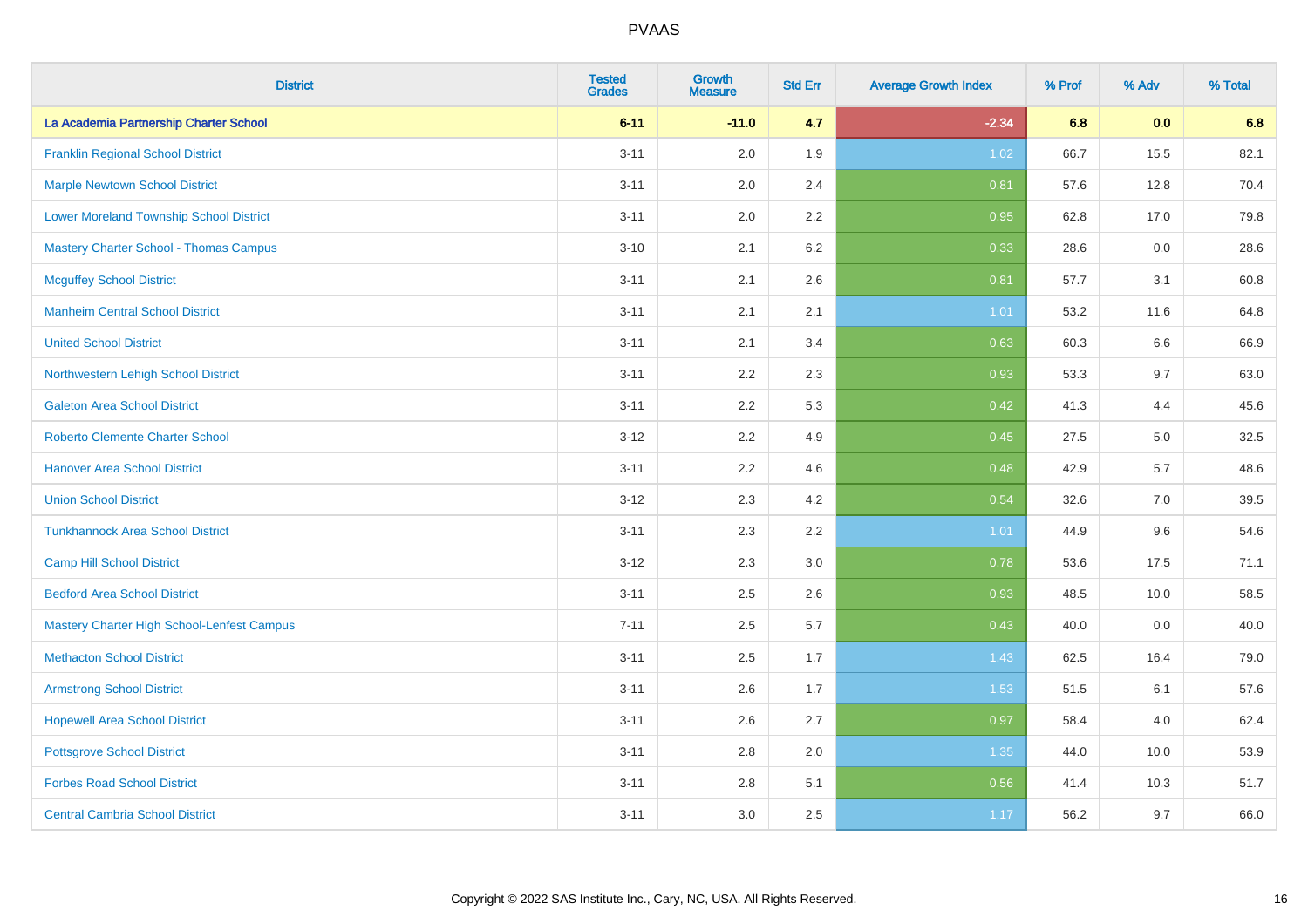# PVAAS

| District | Tested Grades | Growth Measure | Std Err | Average Growth Index | % Prof | % Adv | % Total |
|---|---|---|---|---|---|---|---|
| **La Academia Partnership Charter School** | **6-11** | **-11.0** | **4.7** | **-2.34** | **6.8** | **0.0** | **6.8** |
| Franklin Regional School District | 3-11 | 2.0 | 1.9 | 1.02 | 66.7 | 15.5 | 82.1 |
| Marple Newtown School District | 3-11 | 2.0 | 2.4 | 0.81 | 57.6 | 12.8 | 70.4 |
| Lower Moreland Township School District | 3-11 | 2.0 | 2.2 | 0.95 | 62.8 | 17.0 | 79.8 |
| Mastery Charter School - Thomas Campus | 3-10 | 2.1 | 6.2 | 0.33 | 28.6 | 0.0 | 28.6 |
| Mcguffey School District | 3-11 | 2.1 | 2.6 | 0.81 | 57.7 | 3.1 | 60.8 |
| Manheim Central School District | 3-11 | 2.1 | 2.1 | 1.01 | 53.2 | 11.6 | 64.8 |
| United School District | 3-11 | 2.1 | 3.4 | 0.63 | 60.3 | 6.6 | 66.9 |
| Northwestern Lehigh School District | 3-11 | 2.2 | 2.3 | 0.93 | 53.3 | 9.7 | 63.0 |
| Galeton Area School District | 3-11 | 2.2 | 5.3 | 0.42 | 41.3 | 4.4 | 45.6 |
| Roberto Clemente Charter School | 3-12 | 2.2 | 4.9 | 0.45 | 27.5 | 5.0 | 32.5 |
| Hanover Area School District | 3-11 | 2.2 | 4.6 | 0.48 | 42.9 | 5.7 | 48.6 |
| Union School District | 3-12 | 2.3 | 4.2 | 0.54 | 32.6 | 7.0 | 39.5 |
| Tunkhannock Area School District | 3-11 | 2.3 | 2.2 | 1.01 | 44.9 | 9.6 | 54.6 |
| Camp Hill School District | 3-12 | 2.3 | 3.0 | 0.78 | 53.6 | 17.5 | 71.1 |
| Bedford Area School District | 3-11 | 2.5 | 2.6 | 0.93 | 48.5 | 10.0 | 58.5 |
| Mastery Charter High School-Lenfest Campus | 7-11 | 2.5 | 5.7 | 0.43 | 40.0 | 0.0 | 40.0 |
| Methacton School District | 3-11 | 2.5 | 1.7 | 1.43 | 62.5 | 16.4 | 79.0 |
| Armstrong School District | 3-11 | 2.6 | 1.7 | 1.53 | 51.5 | 6.1 | 57.6 |
| Hopewell Area School District | 3-11 | 2.6 | 2.7 | 0.97 | 58.4 | 4.0 | 62.4 |
| Pottsgrove School District | 3-11 | 2.8 | 2.0 | 1.35 | 44.0 | 10.0 | 53.9 |
| Forbes Road School District | 3-11 | 2.8 | 5.1 | 0.56 | 41.4 | 10.3 | 51.7 |
| Central Cambria School District | 3-11 | 3.0 | 2.5 | 1.17 | 56.2 | 9.7 | 66.0 |

Copyright © 2022 SAS Institute Inc., Cary, NC, USA. All Rights Reserved.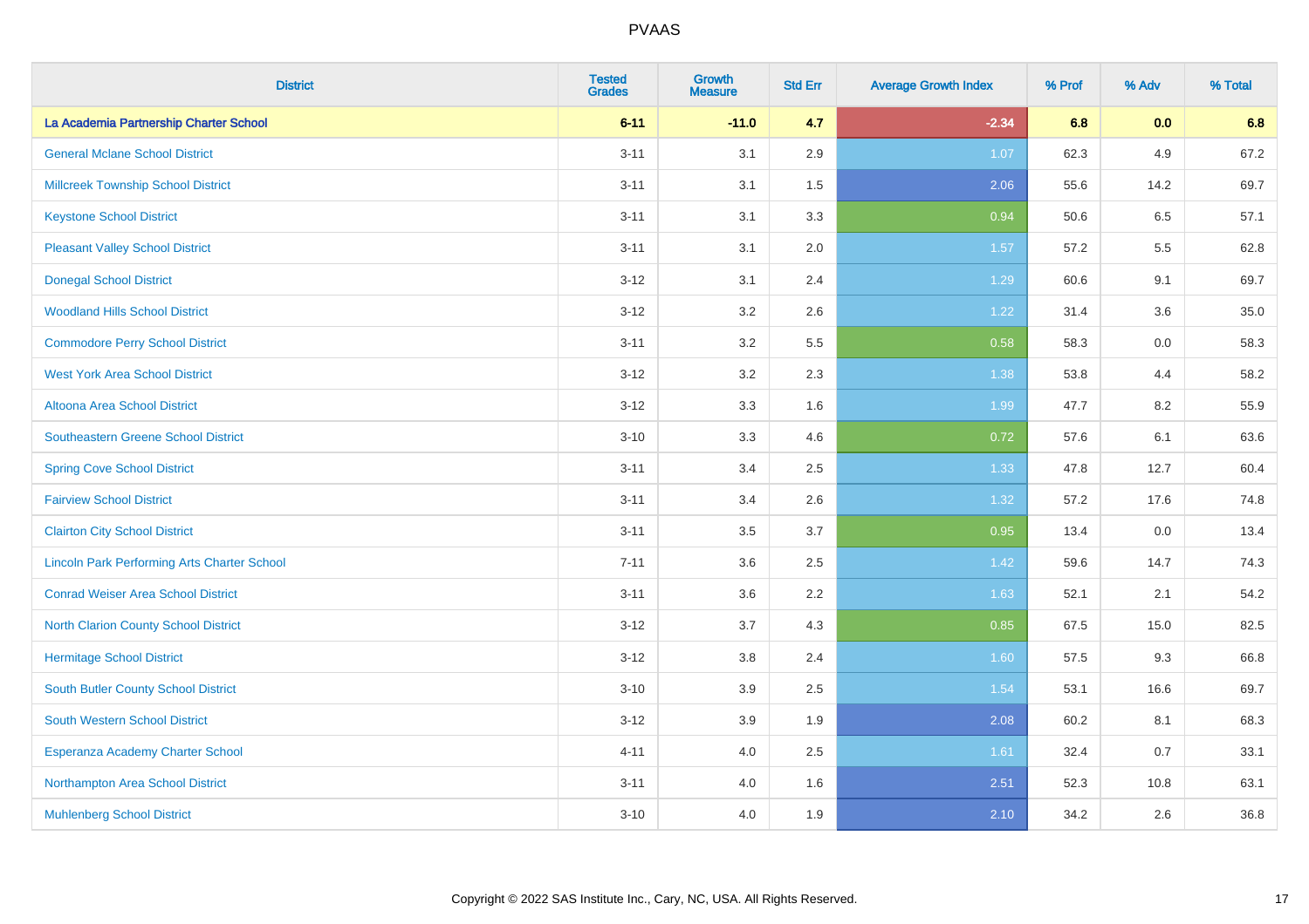# PVAAS

| District | Tested Grades | Growth Measure | Std Err | Average Growth Index | % Prof | % Adv | % Total |
|---|---|---|---|---|---|---|---|
| **La Academia Partnership Charter School** | **6-11** | **-11.0** | **4.7** | **-2.34** | **6.8** | **0.0** | **6.8** |
| General Mclane School District | 3-11 | 3.1 | 2.9 | 1.07 | 62.3 | 4.9 | 67.2 |
| Millcreek Township School District | 3-11 | 3.1 | 1.5 | 2.06 | 55.6 | 14.2 | 69.7 |
| Keystone School District | 3-11 | 3.1 | 3.3 | 0.94 | 50.6 | 6.5 | 57.1 |
| Pleasant Valley School District | 3-11 | 3.1 | 2.0 | 1.57 | 57.2 | 5.5 | 62.8 |
| Donegal School District | 3-12 | 3.1 | 2.4 | 1.29 | 60.6 | 9.1 | 69.7 |
| Woodland Hills School District | 3-12 | 3.2 | 2.6 | 1.22 | 31.4 | 3.6 | 35.0 |
| Commodore Perry School District | 3-11 | 3.2 | 5.5 | 0.58 | 58.3 | 0.0 | 58.3 |
| West York Area School District | 3-12 | 3.2 | 2.3 | 1.38 | 53.8 | 4.4 | 58.2 |
| Altoona Area School District | 3-12 | 3.3 | 1.6 | 1.99 | 47.7 | 8.2 | 55.9 |
| Southeastern Greene School District | 3-10 | 3.3 | 4.6 | 0.72 | 57.6 | 6.1 | 63.6 |
| Spring Cove School District | 3-11 | 3.4 | 2.5 | 1.33 | 47.8 | 12.7 | 60.4 |
| Fairview School District | 3-11 | 3.4 | 2.6 | 1.32 | 57.2 | 17.6 | 74.8 |
| Clairton City School District | 3-11 | 3.5 | 3.7 | 0.95 | 13.4 | 0.0 | 13.4 |
| Lincoln Park Performing Arts Charter School | 7-11 | 3.6 | 2.5 | 1.42 | 59.6 | 14.7 | 74.3 |
| Conrad Weiser Area School District | 3-11 | 3.6 | 2.2 | 1.63 | 52.1 | 2.1 | 54.2 |
| North Clarion County School District | 3-12 | 3.7 | 4.3 | 0.85 | 67.5 | 15.0 | 82.5 |
| Hermitage School District | 3-12 | 3.8 | 2.4 | 1.60 | 57.5 | 9.3 | 66.8 |
| South Butler County School District | 3-10 | 3.9 | 2.5 | 1.54 | 53.1 | 16.6 | 69.7 |
| South Western School District | 3-12 | 3.9 | 1.9 | 2.08 | 60.2 | 8.1 | 68.3 |
| Esperanza Academy Charter School | 4-11 | 4.0 | 2.5 | 1.61 | 32.4 | 0.7 | 33.1 |
| Northampton Area School District | 3-11 | 4.0 | 1.6 | 2.51 | 52.3 | 10.8 | 63.1 |
| Muhlenberg School District | 3-10 | 4.0 | 1.9 | 2.10 | 34.2 | 2.6 | 36.8 |

Copyright © 2022 SAS Institute Inc., Cary, NC, USA. All Rights Reserved.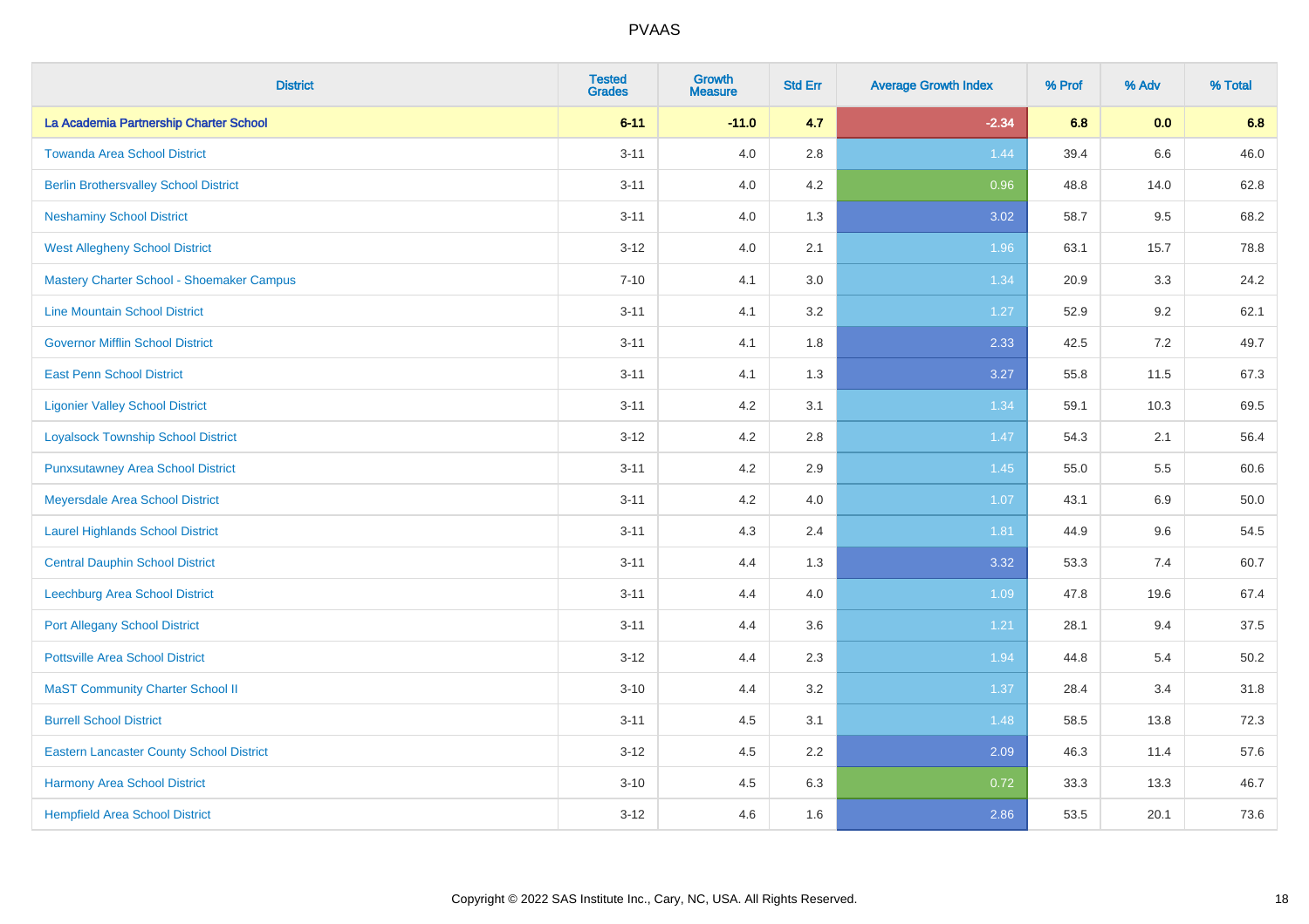# PVAAS

| District | Tested Grades | Growth Measure | Std Err | Average Growth Index | % Prof | % Adv | % Total |
|---|---|---|---|---|---|---|---|
| **La Academia Partnership Charter School** | **6-11** | **-11.0** | **4.7** | **-2.34** | **6.8** | **0.0** | **6.8** |
| Towanda Area School District | 3-11 | 4.0 | 2.8 | 1.44 | 39.4 | 6.6 | 46.0 |
| Berlin Brothersvalley School District | 3-11 | 4.0 | 4.2 | 0.96 | 48.8 | 14.0 | 62.8 |
| Neshaminy School District | 3-11 | 4.0 | 1.3 | 3.02 | 58.7 | 9.5 | 68.2 |
| West Allegheny School District | 3-12 | 4.0 | 2.1 | 1.96 | 63.1 | 15.7 | 78.8 |
| Mastery Charter School - Shoemaker Campus | 7-10 | 4.1 | 3.0 | 1.34 | 20.9 | 3.3 | 24.2 |
| Line Mountain School District | 3-11 | 4.1 | 3.2 | 1.27 | 52.9 | 9.2 | 62.1 |
| Governor Mifflin School District | 3-11 | 4.1 | 1.8 | 2.33 | 42.5 | 7.2 | 49.7 |
| East Penn School District | 3-11 | 4.1 | 1.3 | 3.27 | 55.8 | 11.5 | 67.3 |
| Ligonier Valley School District | 3-11 | 4.2 | 3.1 | 1.34 | 59.1 | 10.3 | 69.5 |
| Loyalsock Township School District | 3-12 | 4.2 | 2.8 | 1.47 | 54.3 | 2.1 | 56.4 |
| Punxsutawney Area School District | 3-11 | 4.2 | 2.9 | 1.45 | 55.0 | 5.5 | 60.6 |
| Meyersdale Area School District | 3-11 | 4.2 | 4.0 | 1.07 | 43.1 | 6.9 | 50.0 |
| Laurel Highlands School District | 3-11 | 4.3 | 2.4 | 1.81 | 44.9 | 9.6 | 54.5 |
| Central Dauphin School District | 3-11 | 4.4 | 1.3 | 3.32 | 53.3 | 7.4 | 60.7 |
| Leechburg Area School District | 3-11 | 4.4 | 4.0 | 1.09 | 47.8 | 19.6 | 67.4 |
| Port Allegany School District | 3-11 | 4.4 | 3.6 | 1.21 | 28.1 | 9.4 | 37.5 |
| Pottsville Area School District | 3-12 | 4.4 | 2.3 | 1.94 | 44.8 | 5.4 | 50.2 |
| MaST Community Charter School II | 3-10 | 4.4 | 3.2 | 1.37 | 28.4 | 3.4 | 31.8 |
| Burrell School District | 3-11 | 4.5 | 3.1 | 1.48 | 58.5 | 13.8 | 72.3 |
| Eastern Lancaster County School District | 3-12 | 4.5 | 2.2 | 2.09 | 46.3 | 11.4 | 57.6 |
| Harmony Area School District | 3-10 | 4.5 | 6.3 | 0.72 | 33.3 | 13.3 | 46.7 |
| Hempfield Area School District | 3-12 | 4.6 | 1.6 | 2.86 | 53.5 | 20.1 | 73.6 |

Copyright © 2022 SAS Institute Inc., Cary, NC, USA. All Rights Reserved.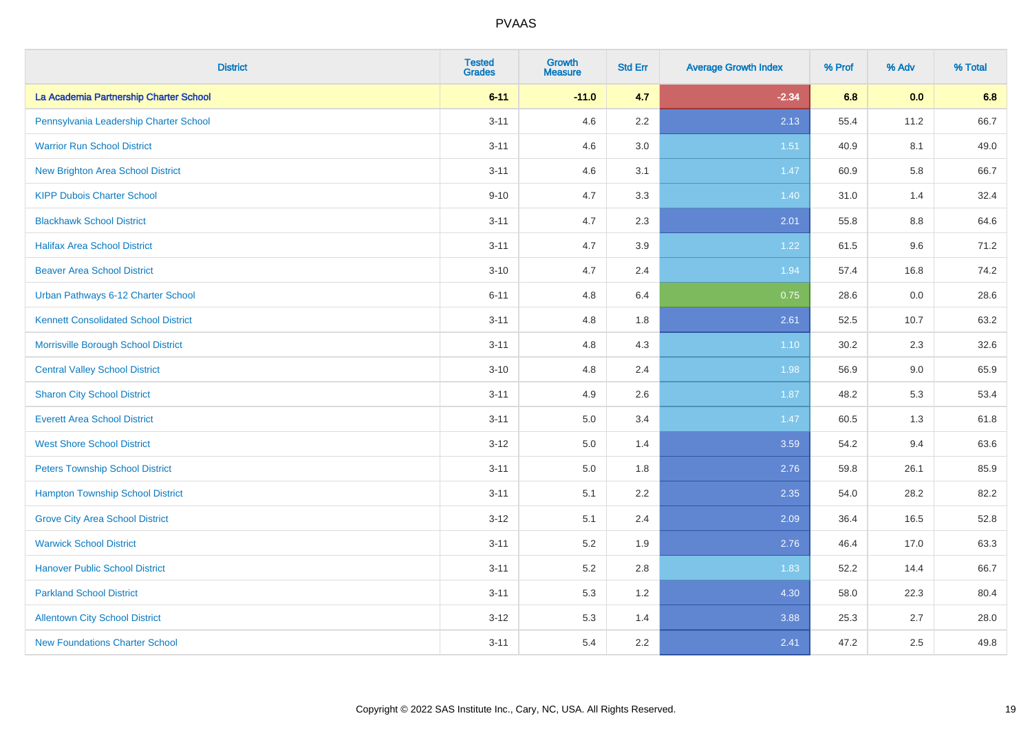# PVAAS

| District | Tested Grades | Growth Measure | Std Err | Average Growth Index | % Prof | % Adv | % Total |
|---|---|---|---|---|---|---|---|
| **La Academia Partnership Charter School** | **6-11** | **-11.0** | **4.7** | **-2.34** | **6.8** | **0.0** | **6.8** |
| Pennsylvania Leadership Charter School | 3-11 | 4.6 | 2.2 | 2.13 | 55.4 | 11.2 | 66.7 |
| Warrior Run School District | 3-11 | 4.6 | 3.0 | 1.51 | 40.9 | 8.1 | 49.0 |
| New Brighton Area School District | 3-11 | 4.6 | 3.1 | 1.47 | 60.9 | 5.8 | 66.7 |
| KIPP Dubois Charter School | 9-10 | 4.7 | 3.3 | 1.40 | 31.0 | 1.4 | 32.4 |
| Blackhawk School District | 3-11 | 4.7 | 2.3 | 2.01 | 55.8 | 8.8 | 64.6 |
| Halifax Area School District | 3-11 | 4.7 | 3.9 | 1.22 | 61.5 | 9.6 | 71.2 |
| Beaver Area School District | 3-10 | 4.7 | 2.4 | 1.94 | 57.4 | 16.8 | 74.2 |
| Urban Pathways 6-12 Charter School | 6-11 | 4.8 | 6.4 | 0.75 | 28.6 | 0.0 | 28.6 |
| Kennett Consolidated School District | 3-11 | 4.8 | 1.8 | 2.61 | 52.5 | 10.7 | 63.2 |
| Morrisville Borough School District | 3-11 | 4.8 | 4.3 | 1.10 | 30.2 | 2.3 | 32.6 |
| Central Valley School District | 3-10 | 4.8 | 2.4 | 1.98 | 56.9 | 9.0 | 65.9 |
| Sharon City School District | 3-11 | 4.9 | 2.6 | 1.87 | 48.2 | 5.3 | 53.4 |
| Everett Area School District | 3-11 | 5.0 | 3.4 | 1.47 | 60.5 | 1.3 | 61.8 |
| West Shore School District | 3-12 | 5.0 | 1.4 | 3.59 | 54.2 | 9.4 | 63.6 |
| Peters Township School District | 3-11 | 5.0 | 1.8 | 2.76 | 59.8 | 26.1 | 85.9 |
| Hampton Township School District | 3-11 | 5.1 | 2.2 | 2.35 | 54.0 | 28.2 | 82.2 |
| Grove City Area School District | 3-12 | 5.1 | 2.4 | 2.09 | 36.4 | 16.5 | 52.8 |
| Warwick School District | 3-11 | 5.2 | 1.9 | 2.76 | 46.4 | 17.0 | 63.3 |
| Hanover Public School District | 3-11 | 5.2 | 2.8 | 1.83 | 52.2 | 14.4 | 66.7 |
| Parkland School District | 3-11 | 5.3 | 1.2 | 4.30 | 58.0 | 22.3 | 80.4 |
| Allentown City School District | 3-12 | 5.3 | 1.4 | 3.88 | 25.3 | 2.7 | 28.0 |
| New Foundations Charter School | 3-11 | 5.4 | 2.2 | 2.41 | 47.2 | 2.5 | 49.8 |

Copyright © 2022 SAS Institute Inc., Cary, NC, USA. All Rights Reserved.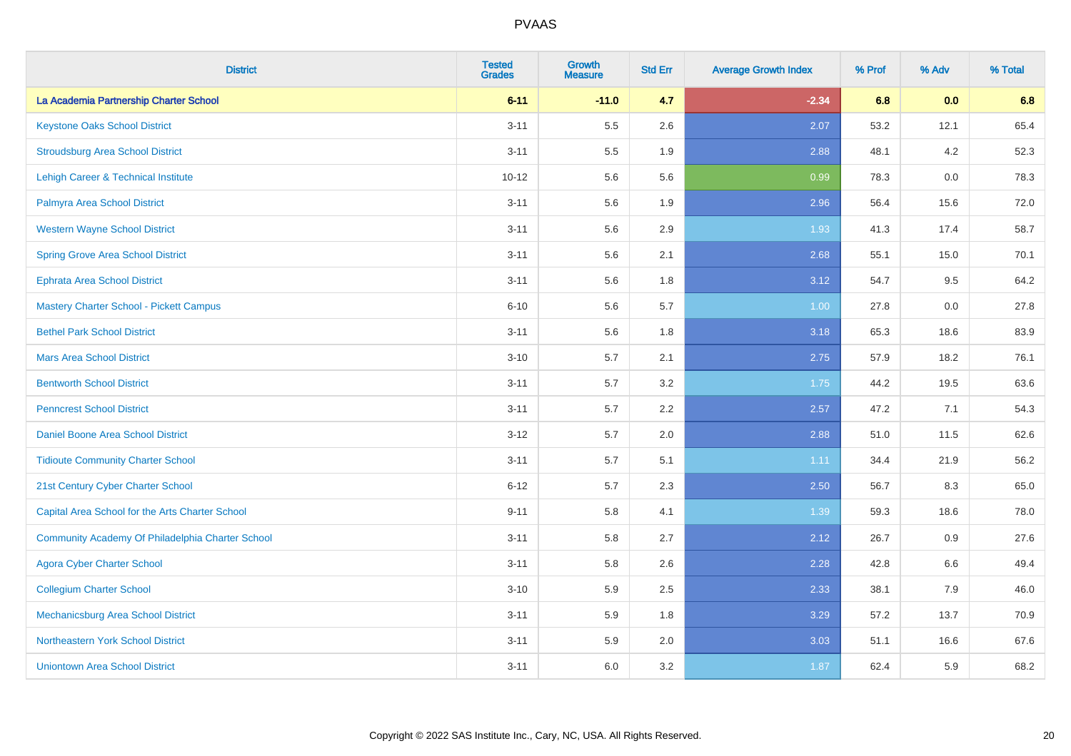PVAAS

| District | Tested Grades | Growth Measure | Std Err | Average Growth Index | % Prof | % Adv | % Total |
|---|---|---|---|---|---|---|---|
| **La Academia Partnership Charter School** | **6-11** | **-11.0** | **4.7** | **-2.34** | **6.8** | **0.0** | **6.8** |
| Keystone Oaks School District | 3-11 | 5.5 | 2.6 | 2.07 | 53.2 | 12.1 | 65.4 |
| Stroudsburg Area School District | 3-11 | 5.5 | 1.9 | 2.88 | 48.1 | 4.2 | 52.3 |
| Lehigh Career & Technical Institute | 10-12 | 5.6 | 5.6 | 0.99 | 78.3 | 0.0 | 78.3 |
| Palmyra Area School District | 3-11 | 5.6 | 1.9 | 2.96 | 56.4 | 15.6 | 72.0 |
| Western Wayne School District | 3-11 | 5.6 | 2.9 | 1.93 | 41.3 | 17.4 | 58.7 |
| Spring Grove Area School District | 3-11 | 5.6 | 2.1 | 2.68 | 55.1 | 15.0 | 70.1 |
| Ephrata Area School District | 3-11 | 5.6 | 1.8 | 3.12 | 54.7 | 9.5 | 64.2 |
| Mastery Charter School - Pickett Campus | 6-10 | 5.6 | 5.7 | 1.00 | 27.8 | 0.0 | 27.8 |
| Bethel Park School District | 3-11 | 5.6 | 1.8 | 3.18 | 65.3 | 18.6 | 83.9 |
| Mars Area School District | 3-10 | 5.7 | 2.1 | 2.75 | 57.9 | 18.2 | 76.1 |
| Bentworth School District | 3-11 | 5.7 | 3.2 | 1.75 | 44.2 | 19.5 | 63.6 |
| Penncrest School District | 3-11 | 5.7 | 2.2 | 2.57 | 47.2 | 7.1 | 54.3 |
| Daniel Boone Area School District | 3-12 | 5.7 | 2.0 | 2.88 | 51.0 | 11.5 | 62.6 |
| Tidioute Community Charter School | 3-11 | 5.7 | 5.1 | 1.11 | 34.4 | 21.9 | 56.2 |
| 21st Century Cyber Charter School | 6-12 | 5.7 | 2.3 | 2.50 | 56.7 | 8.3 | 65.0 |
| Capital Area School for the Arts Charter School | 9-11 | 5.8 | 4.1 | 1.39 | 59.3 | 18.6 | 78.0 |
| Community Academy Of Philadelphia Charter School | 3-11 | 5.8 | 2.7 | 2.12 | 26.7 | 0.9 | 27.6 |
| Agora Cyber Charter School | 3-11 | 5.8 | 2.6 | 2.28 | 42.8 | 6.6 | 49.4 |
| Collegium Charter School | 3-10 | 5.9 | 2.5 | 2.33 | 38.1 | 7.9 | 46.0 |
| Mechanicsburg Area School District | 3-11 | 5.9 | 1.8 | 3.29 | 57.2 | 13.7 | 70.9 |
| Northeastern York School District | 3-11 | 5.9 | 2.0 | 3.03 | 51.1 | 16.6 | 67.6 |
| Uniontown Area School District | 3-11 | 6.0 | 3.2 | 1.87 | 62.4 | 5.9 | 68.2 |

Copyright © 2022 SAS Institute Inc., Cary, NC, USA. All Rights Reserved.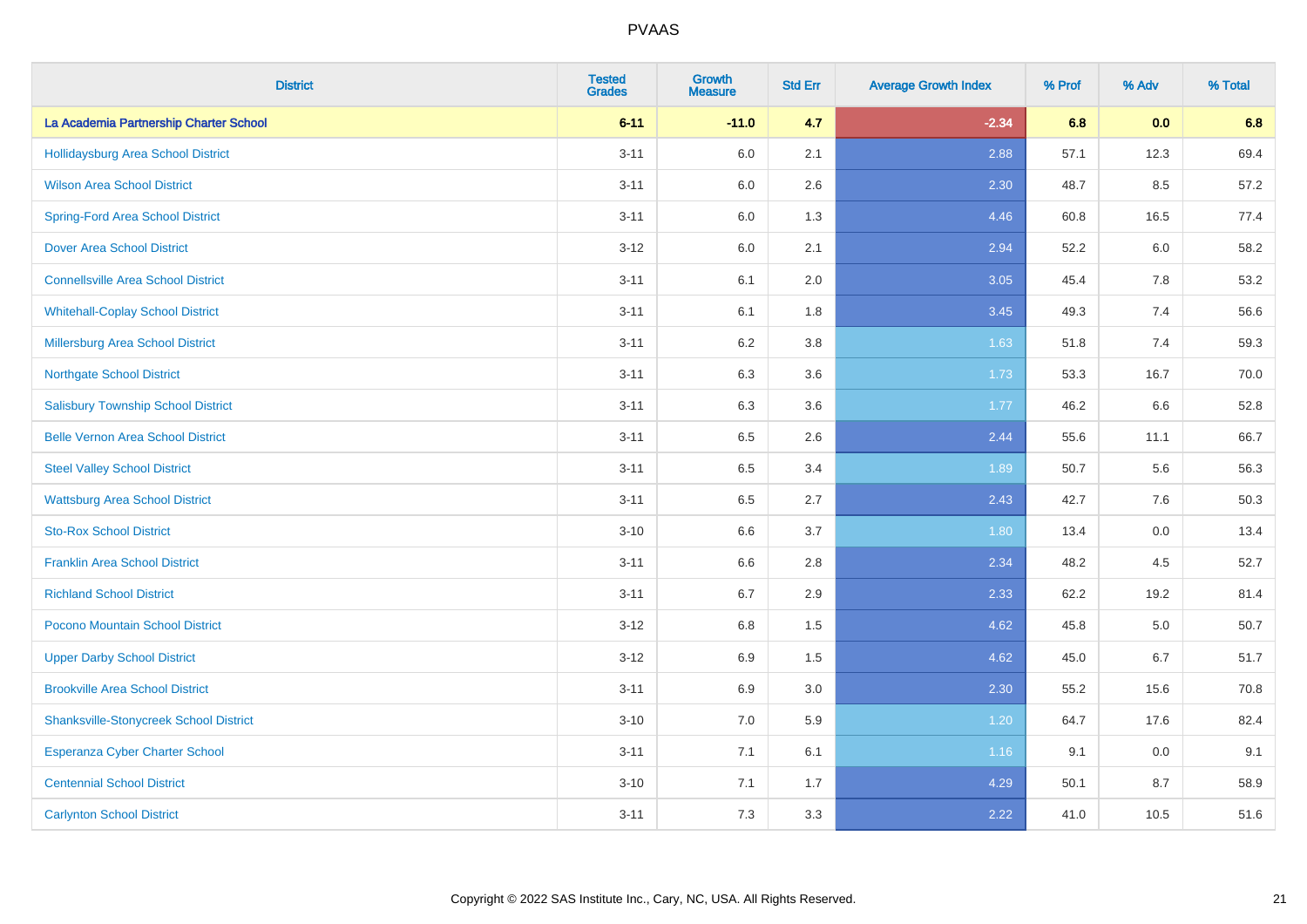# PVAAS

| District | Tested Grades | Growth Measure | Std Err | Average Growth Index | % Prof | % Adv | % Total |
|---|---|---|---|---|---|---|---|
| **La Academia Partnership Charter School** | **6-11** | **-11.0** | **4.7** | **-2.34** | **6.8** | **0.0** | **6.8** |
| Hollidaysburg Area School District | 3-11 | 6.0 | 2.1 | 2.88 | 57.1 | 12.3 | 69.4 |
| Wilson Area School District | 3-11 | 6.0 | 2.6 | 2.30 | 48.7 | 8.5 | 57.2 |
| Spring-Ford Area School District | 3-11 | 6.0 | 1.3 | 4.46 | 60.8 | 16.5 | 77.4 |
| Dover Area School District | 3-12 | 6.0 | 2.1 | 2.94 | 52.2 | 6.0 | 58.2 |
| Connellsville Area School District | 3-11 | 6.1 | 2.0 | 3.05 | 45.4 | 7.8 | 53.2 |
| Whitehall-Coplay School District | 3-11 | 6.1 | 1.8 | 3.45 | 49.3 | 7.4 | 56.6 |
| Millersburg Area School District | 3-11 | 6.2 | 3.8 | 1.63 | 51.8 | 7.4 | 59.3 |
| Northgate School District | 3-11 | 6.3 | 3.6 | 1.73 | 53.3 | 16.7 | 70.0 |
| Salisbury Township School District | 3-11 | 6.3 | 3.6 | 1.77 | 46.2 | 6.6 | 52.8 |
| Belle Vernon Area School District | 3-11 | 6.5 | 2.6 | 2.44 | 55.6 | 11.1 | 66.7 |
| Steel Valley School District | 3-11 | 6.5 | 3.4 | 1.89 | 50.7 | 5.6 | 56.3 |
| Wattsburg Area School District | 3-11 | 6.5 | 2.7 | 2.43 | 42.7 | 7.6 | 50.3 |
| Sto-Rox School District | 3-10 | 6.6 | 3.7 | 1.80 | 13.4 | 0.0 | 13.4 |
| Franklin Area School District | 3-11 | 6.6 | 2.8 | 2.34 | 48.2 | 4.5 | 52.7 |
| Richland School District | 3-11 | 6.7 | 2.9 | 2.33 | 62.2 | 19.2 | 81.4 |
| Pocono Mountain School District | 3-12 | 6.8 | 1.5 | 4.62 | 45.8 | 5.0 | 50.7 |
| Upper Darby School District | 3-12 | 6.9 | 1.5 | 4.62 | 45.0 | 6.7 | 51.7 |
| Brookville Area School District | 3-11 | 6.9 | 3.0 | 2.30 | 55.2 | 15.6 | 70.8 |
| Shanksville-Stonycreek School District | 3-10 | 7.0 | 5.9 | 1.20 | 64.7 | 17.6 | 82.4 |
| Esperanza Cyber Charter School | 3-11 | 7.1 | 6.1 | 1.16 | 9.1 | 0.0 | 9.1 |
| Centennial School District | 3-10 | 7.1 | 1.7 | 4.29 | 50.1 | 8.7 | 58.9 |
| Carlynton School District | 3-11 | 7.3 | 3.3 | 2.22 | 41.0 | 10.5 | 51.6 |

Copyright © 2022 SAS Institute Inc., Cary, NC, USA. All Rights Reserved.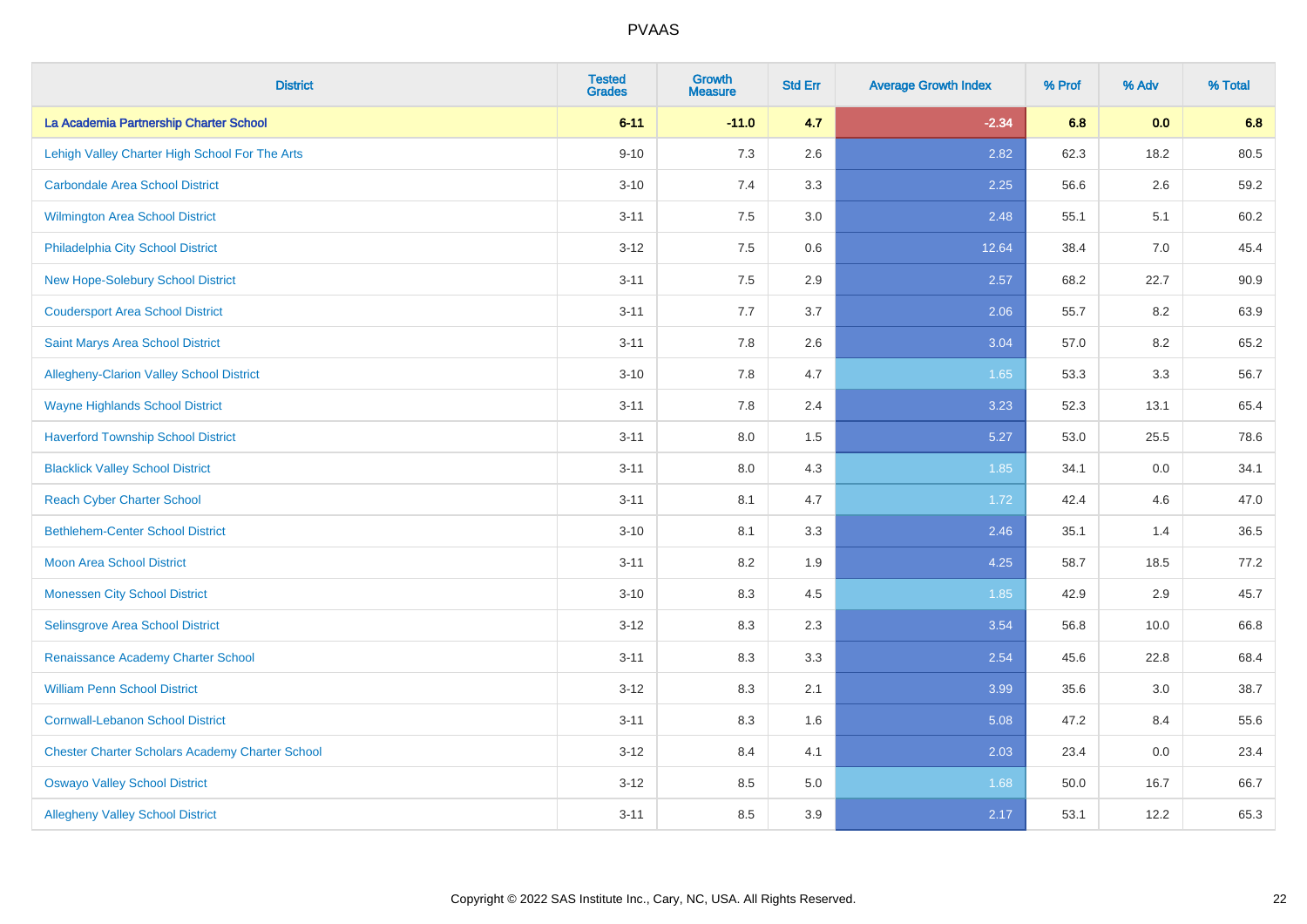# PVAAS

| District | Tested Grades | Growth Measure | Std Err | Average Growth Index | % Prof | % Adv | % Total |
|---|---|---|---|---|---|---|---|
| **La Academia Partnership Charter School** | **6-11** | **-11.0** | **4.7** | **-2.34** | **6.8** | **0.0** | **6.8** |
| Lehigh Valley Charter High School For The Arts | 9-10 | 7.3 | 2.6 | 2.82 | 62.3 | 18.2 | 80.5 |
| Carbondale Area School District | 3-10 | 7.4 | 3.3 | 2.25 | 56.6 | 2.6 | 59.2 |
| Wilmington Area School District | 3-11 | 7.5 | 3.0 | 2.48 | 55.1 | 5.1 | 60.2 |
| Philadelphia City School District | 3-12 | 7.5 | 0.6 | 12.64 | 38.4 | 7.0 | 45.4 |
| New Hope-Solebury School District | 3-11 | 7.5 | 2.9 | 2.57 | 68.2 | 22.7 | 90.9 |
| Coudersport Area School District | 3-11 | 7.7 | 3.7 | 2.06 | 55.7 | 8.2 | 63.9 |
| Saint Marys Area School District | 3-11 | 7.8 | 2.6 | 3.04 | 57.0 | 8.2 | 65.2 |
| Allegheny-Clarion Valley School District | 3-10 | 7.8 | 4.7 | 1.65 | 53.3 | 3.3 | 56.7 |
| Wayne Highlands School District | 3-11 | 7.8 | 2.4 | 3.23 | 52.3 | 13.1 | 65.4 |
| Haverford Township School District | 3-11 | 8.0 | 1.5 | 5.27 | 53.0 | 25.5 | 78.6 |
| Blacklick Valley School District | 3-11 | 8.0 | 4.3 | 1.85 | 34.1 | 0.0 | 34.1 |
| Reach Cyber Charter School | 3-11 | 8.1 | 4.7 | 1.72 | 42.4 | 4.6 | 47.0 |
| Bethlehem-Center School District | 3-10 | 8.1 | 3.3 | 2.46 | 35.1 | 1.4 | 36.5 |
| Moon Area School District | 3-11 | 8.2 | 1.9 | 4.25 | 58.7 | 18.5 | 77.2 |
| Monessen City School District | 3-10 | 8.3 | 4.5 | 1.85 | 42.9 | 2.9 | 45.7 |
| Selinsgrove Area School District | 3-12 | 8.3 | 2.3 | 3.54 | 56.8 | 10.0 | 66.8 |
| Renaissance Academy Charter School | 3-11 | 8.3 | 3.3 | 2.54 | 45.6 | 22.8 | 68.4 |
| William Penn School District | 3-12 | 8.3 | 2.1 | 3.99 | 35.6 | 3.0 | 38.7 |
| Cornwall-Lebanon School District | 3-11 | 8.3 | 1.6 | 5.08 | 47.2 | 8.4 | 55.6 |
| Chester Charter Scholars Academy Charter School | 3-12 | 8.4 | 4.1 | 2.03 | 23.4 | 0.0 | 23.4 |
| Oswayo Valley School District | 3-12 | 8.5 | 5.0 | 1.68 | 50.0 | 16.7 | 66.7 |
| Allegheny Valley School District | 3-11 | 8.5 | 3.9 | 2.17 | 53.1 | 12.2 | 65.3 |

Copyright © 2022 SAS Institute Inc., Cary, NC, USA. All Rights Reserved.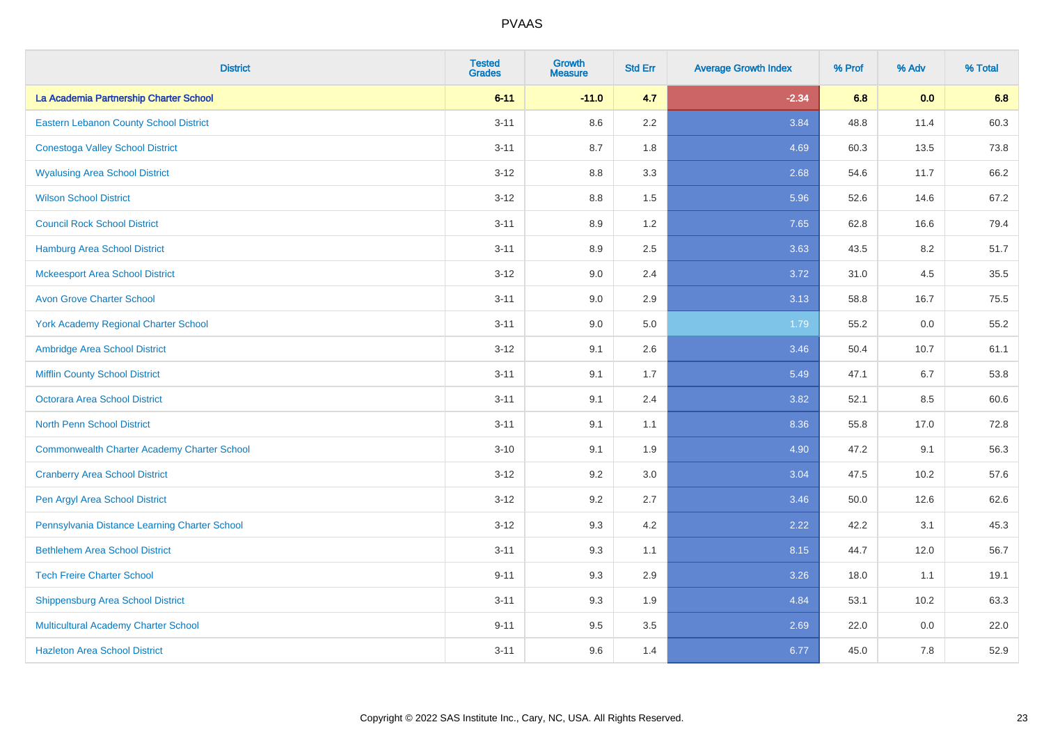PVAAS

| District | Tested Grades | Growth Measure | Std Err | Average Growth Index | % Prof | % Adv | % Total |
|---|---|---|---|---|---|---|---|
| **La Academia Partnership Charter School** | **6-11** | **-11.0** | **4.7** | **-2.34** | **6.8** | **0.0** | **6.8** |
| Eastern Lebanon County School District | 3-11 | 8.6 | 2.2 | 3.84 | 48.8 | 11.4 | 60.3 |
| Conestoga Valley School District | 3-11 | 8.7 | 1.8 | 4.69 | 60.3 | 13.5 | 73.8 |
| Wyalusing Area School District | 3-12 | 8.8 | 3.3 | 2.68 | 54.6 | 11.7 | 66.2 |
| Wilson School District | 3-12 | 8.8 | 1.5 | 5.96 | 52.6 | 14.6 | 67.2 |
| Council Rock School District | 3-11 | 8.9 | 1.2 | 7.65 | 62.8 | 16.6 | 79.4 |
| Hamburg Area School District | 3-11 | 8.9 | 2.5 | 3.63 | 43.5 | 8.2 | 51.7 |
| Mckeesport Area School District | 3-12 | 9.0 | 2.4 | 3.72 | 31.0 | 4.5 | 35.5 |
| Avon Grove Charter School | 3-11 | 9.0 | 2.9 | 3.13 | 58.8 | 16.7 | 75.5 |
| York Academy Regional Charter School | 3-11 | 9.0 | 5.0 | 1.79 | 55.2 | 0.0 | 55.2 |
| Ambridge Area School District | 3-12 | 9.1 | 2.6 | 3.46 | 50.4 | 10.7 | 61.1 |
| Mifflin County School District | 3-11 | 9.1 | 1.7 | 5.49 | 47.1 | 6.7 | 53.8 |
| Octorara Area School District | 3-11 | 9.1 | 2.4 | 3.82 | 52.1 | 8.5 | 60.6 |
| North Penn School District | 3-11 | 9.1 | 1.1 | 8.36 | 55.8 | 17.0 | 72.8 |
| Commonwealth Charter Academy Charter School | 3-10 | 9.1 | 1.9 | 4.90 | 47.2 | 9.1 | 56.3 |
| Cranberry Area School District | 3-12 | 9.2 | 3.0 | 3.04 | 47.5 | 10.2 | 57.6 |
| Pen Argyl Area School District | 3-12 | 9.2 | 2.7 | 3.46 | 50.0 | 12.6 | 62.6 |
| Pennsylvania Distance Learning Charter School | 3-12 | 9.3 | 4.2 | 2.22 | 42.2 | 3.1 | 45.3 |
| Bethlehem Area School District | 3-11 | 9.3 | 1.1 | 8.15 | 44.7 | 12.0 | 56.7 |
| Tech Freire Charter School | 9-11 | 9.3 | 2.9 | 3.26 | 18.0 | 1.1 | 19.1 |
| Shippensburg Area School District | 3-11 | 9.3 | 1.9 | 4.84 | 53.1 | 10.2 | 63.3 |
| Multicultural Academy Charter School | 9-11 | 9.5 | 3.5 | 2.69 | 22.0 | 0.0 | 22.0 |
| Hazleton Area School District | 3-11 | 9.6 | 1.4 | 6.77 | 45.0 | 7.8 | 52.9 |

Copyright © 2022 SAS Institute Inc., Cary, NC, USA. All Rights Reserved.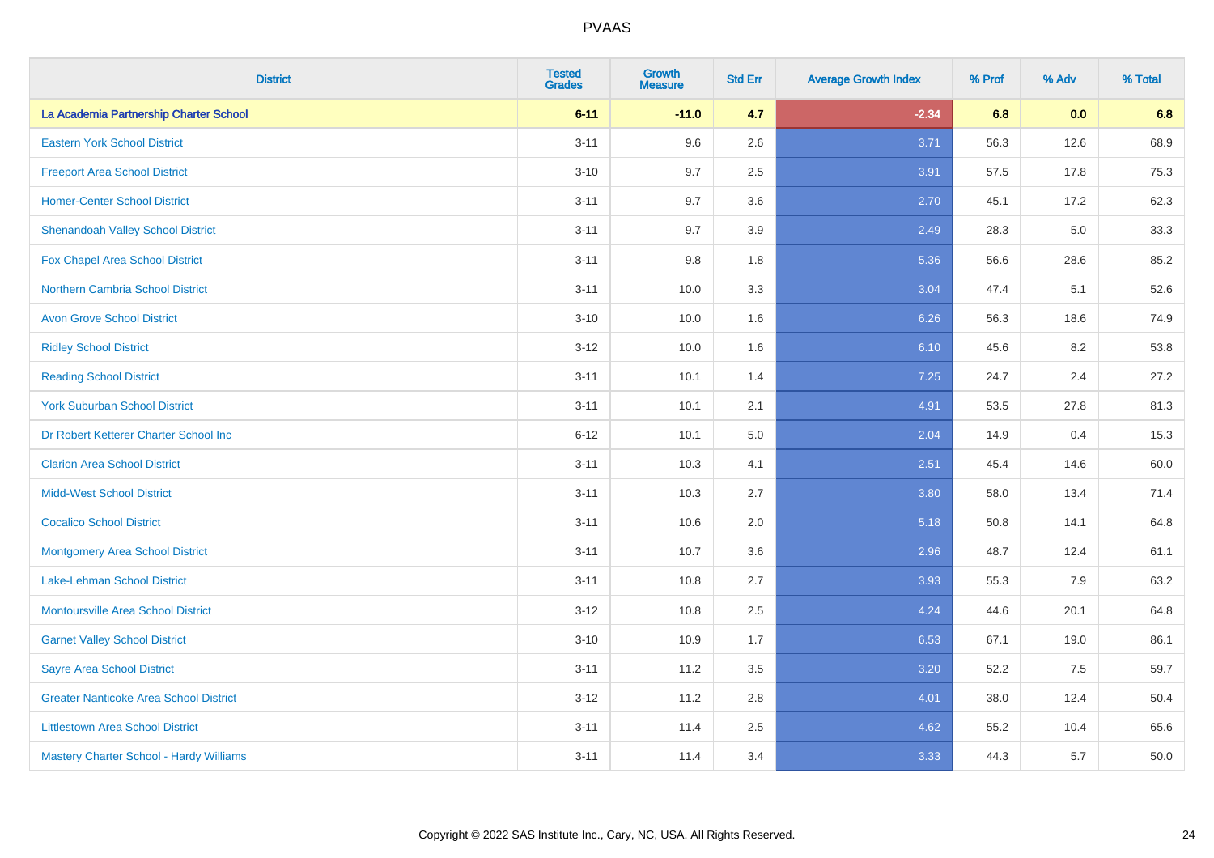# PVAAS

| District | Tested Grades | Growth Measure | Std Err | Average Growth Index | % Prof | % Adv | % Total |
|---|---|---|---|---|---|---|---|
| **La Academia Partnership Charter School** | **6-11** | **-11.0** | **4.7** | **-2.34** | **6.8** | **0.0** | **6.8** |
| Eastern York School District | 3-11 | 9.6 | 2.6 | 3.71 | 56.3 | 12.6 | 68.9 |
| Freeport Area School District | 3-10 | 9.7 | 2.5 | 3.91 | 57.5 | 17.8 | 75.3 |
| Homer-Center School District | 3-11 | 9.7 | 3.6 | 2.70 | 45.1 | 17.2 | 62.3 |
| Shenandoah Valley School District | 3-11 | 9.7 | 3.9 | 2.49 | 28.3 | 5.0 | 33.3 |
| Fox Chapel Area School District | 3-11 | 9.8 | 1.8 | 5.36 | 56.6 | 28.6 | 85.2 |
| Northern Cambria School District | 3-11 | 10.0 | 3.3 | 3.04 | 47.4 | 5.1 | 52.6 |
| Avon Grove School District | 3-10 | 10.0 | 1.6 | 6.26 | 56.3 | 18.6 | 74.9 |
| Ridley School District | 3-12 | 10.0 | 1.6 | 6.10 | 45.6 | 8.2 | 53.8 |
| Reading School District | 3-11 | 10.1 | 1.4 | 7.25 | 24.7 | 2.4 | 27.2 |
| York Suburban School District | 3-11 | 10.1 | 2.1 | 4.91 | 53.5 | 27.8 | 81.3 |
| Dr Robert Ketterer Charter School Inc | 6-12 | 10.1 | 5.0 | 2.04 | 14.9 | 0.4 | 15.3 |
| Clarion Area School District | 3-11 | 10.3 | 4.1 | 2.51 | 45.4 | 14.6 | 60.0 |
| Midd-West School District | 3-11 | 10.3 | 2.7 | 3.80 | 58.0 | 13.4 | 71.4 |
| Cocalico School District | 3-11 | 10.6 | 2.0 | 5.18 | 50.8 | 14.1 | 64.8 |
| Montgomery Area School District | 3-11 | 10.7 | 3.6 | 2.96 | 48.7 | 12.4 | 61.1 |
| Lake-Lehman School District | 3-11 | 10.8 | 2.7 | 3.93 | 55.3 | 7.9 | 63.2 |
| Montoursville Area School District | 3-12 | 10.8 | 2.5 | 4.24 | 44.6 | 20.1 | 64.8 |
| Garnet Valley School District | 3-10 | 10.9 | 1.7 | 6.53 | 67.1 | 19.0 | 86.1 |
| Sayre Area School District | 3-11 | 11.2 | 3.5 | 3.20 | 52.2 | 7.5 | 59.7 |
| Greater Nanticoke Area School District | 3-12 | 11.2 | 2.8 | 4.01 | 38.0 | 12.4 | 50.4 |
| Littlestown Area School District | 3-11 | 11.4 | 2.5 | 4.62 | 55.2 | 10.4 | 65.6 |
| Mastery Charter School - Hardy Williams | 3-11 | 11.4 | 3.4 | 3.33 | 44.3 | 5.7 | 50.0 |

Copyright © 2022 SAS Institute Inc., Cary, NC, USA. All Rights Reserved.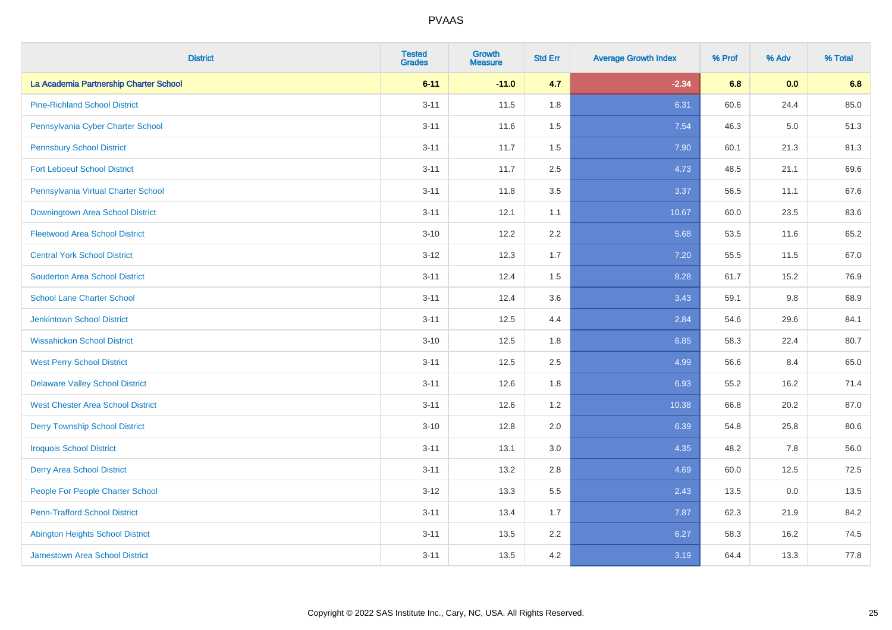# PVAAS

| District | Tested Grades | Growth Measure | Std Err | Average Growth Index | % Prof | % Adv | % Total |
|---|---|---|---|---|---|---|---|
| **La Academia Partnership Charter School** | **6-11** | **-11.0** | **4.7** | **-2.34** | **6.8** | **0.0** | **6.8** |
| Pine-Richland School District | 3-11 | 11.5 | 1.8 | 6.31 | 60.6 | 24.4 | 85.0 |
| Pennsylvania Cyber Charter School | 3-11 | 11.6 | 1.5 | 7.54 | 46.3 | 5.0 | 51.3 |
| Pennsbury School District | 3-11 | 11.7 | 1.5 | 7.90 | 60.1 | 21.3 | 81.3 |
| Fort Leboeuf School District | 3-11 | 11.7 | 2.5 | 4.73 | 48.5 | 21.1 | 69.6 |
| Pennsylvania Virtual Charter School | 3-11 | 11.8 | 3.5 | 3.37 | 56.5 | 11.1 | 67.6 |
| Downingtown Area School District | 3-11 | 12.1 | 1.1 | 10.67 | 60.0 | 23.5 | 83.6 |
| Fleetwood Area School District | 3-10 | 12.2 | 2.2 | 5.68 | 53.5 | 11.6 | 65.2 |
| Central York School District | 3-12 | 12.3 | 1.7 | 7.20 | 55.5 | 11.5 | 67.0 |
| Souderton Area School District | 3-11 | 12.4 | 1.5 | 8.28 | 61.7 | 15.2 | 76.9 |
| School Lane Charter School | 3-11 | 12.4 | 3.6 | 3.43 | 59.1 | 9.8 | 68.9 |
| Jenkintown School District | 3-11 | 12.5 | 4.4 | 2.84 | 54.6 | 29.6 | 84.1 |
| Wissahickon School District | 3-10 | 12.5 | 1.8 | 6.85 | 58.3 | 22.4 | 80.7 |
| West Perry School District | 3-11 | 12.5 | 2.5 | 4.99 | 56.6 | 8.4 | 65.0 |
| Delaware Valley School District | 3-11 | 12.6 | 1.8 | 6.93 | 55.2 | 16.2 | 71.4 |
| West Chester Area School District | 3-11 | 12.6 | 1.2 | 10.38 | 66.8 | 20.2 | 87.0 |
| Derry Township School District | 3-10 | 12.8 | 2.0 | 6.39 | 54.8 | 25.8 | 80.6 |
| Iroquois School District | 3-11 | 13.1 | 3.0 | 4.35 | 48.2 | 7.8 | 56.0 |
| Derry Area School District | 3-11 | 13.2 | 2.8 | 4.69 | 60.0 | 12.5 | 72.5 |
| People For People Charter School | 3-12 | 13.3 | 5.5 | 2.43 | 13.5 | 0.0 | 13.5 |
| Penn-Trafford School District | 3-11 | 13.4 | 1.7 | 7.87 | 62.3 | 21.9 | 84.2 |
| Abington Heights School District | 3-11 | 13.5 | 2.2 | 6.27 | 58.3 | 16.2 | 74.5 |
| Jamestown Area School District | 3-11 | 13.5 | 4.2 | 3.19 | 64.4 | 13.3 | 77.8 |

Copyright © 2022 SAS Institute Inc., Cary, NC, USA. All Rights Reserved.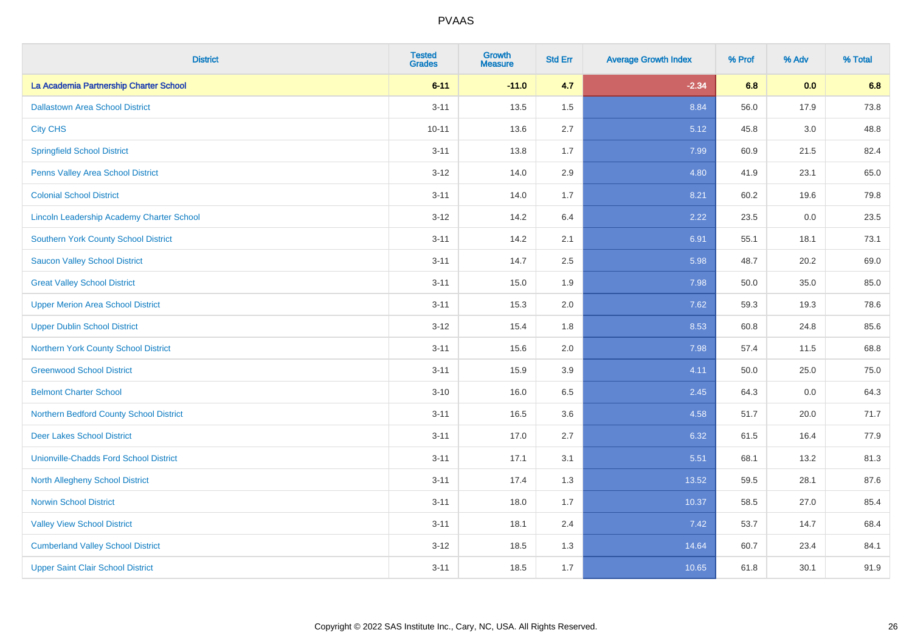| District | Tested Grades | Growth Measure | Std Err | Average Growth Index | % Prof | % Adv | % Total |
|---|---|---|---|---|---|---|---|
| **La Academia Partnership Charter School** | **6-11** | **-11.0** | **4.7** | **-2.34** | **6.8** | **0.0** | **6.8** |
| Dallastown Area School District | 3-11 | 13.5 | 1.5 | 8.84 | 56.0 | 17.9 | 73.8 |
| City CHS | 10-11 | 13.6 | 2.7 | 5.12 | 45.8 | 3.0 | 48.8 |
| Springfield School District | 3-11 | 13.8 | 1.7 | 7.99 | 60.9 | 21.5 | 82.4 |
| Penns Valley Area School District | 3-12 | 14.0 | 2.9 | 4.80 | 41.9 | 23.1 | 65.0 |
| Colonial School District | 3-11 | 14.0 | 1.7 | 8.21 | 60.2 | 19.6 | 79.8 |
| Lincoln Leadership Academy Charter School | 3-12 | 14.2 | 6.4 | 2.22 | 23.5 | 0.0 | 23.5 |
| Southern York County School District | 3-11 | 14.2 | 2.1 | 6.91 | 55.1 | 18.1 | 73.1 |
| Saucon Valley School District | 3-11 | 14.7 | 2.5 | 5.98 | 48.7 | 20.2 | 69.0 |
| Great Valley School District | 3-11 | 15.0 | 1.9 | 7.98 | 50.0 | 35.0 | 85.0 |
| Upper Merion Area School District | 3-11 | 15.3 | 2.0 | 7.62 | 59.3 | 19.3 | 78.6 |
| Upper Dublin School District | 3-12 | 15.4 | 1.8 | 8.53 | 60.8 | 24.8 | 85.6 |
| Northern York County School District | 3-11 | 15.6 | 2.0 | 7.98 | 57.4 | 11.5 | 68.8 |
| Greenwood School District | 3-11 | 15.9 | 3.9 | 4.11 | 50.0 | 25.0 | 75.0 |
| Belmont Charter School | 3-10 | 16.0 | 6.5 | 2.45 | 64.3 | 0.0 | 64.3 |
| Northern Bedford County School District | 3-11 | 16.5 | 3.6 | 4.58 | 51.7 | 20.0 | 71.7 |
| Deer Lakes School District | 3-11 | 17.0 | 2.7 | 6.32 | 61.5 | 16.4 | 77.9 |
| Unionville-Chadds Ford School District | 3-11 | 17.1 | 3.1 | 5.51 | 68.1 | 13.2 | 81.3 |
| North Allegheny School District | 3-11 | 17.4 | 1.3 | 13.52 | 59.5 | 28.1 | 87.6 |
| Norwin School District | 3-11 | 18.0 | 1.7 | 10.37 | 58.5 | 27.0 | 85.4 |
| Valley View School District | 3-11 | 18.1 | 2.4 | 7.42 | 53.7 | 14.7 | 68.4 |
| Cumberland Valley School District | 3-12 | 18.5 | 1.3 | 14.64 | 60.7 | 23.4 | 84.1 |
| Upper Saint Clair School District | 3-11 | 18.5 | 1.7 | 10.65 | 61.8 | 30.1 | 91.9 |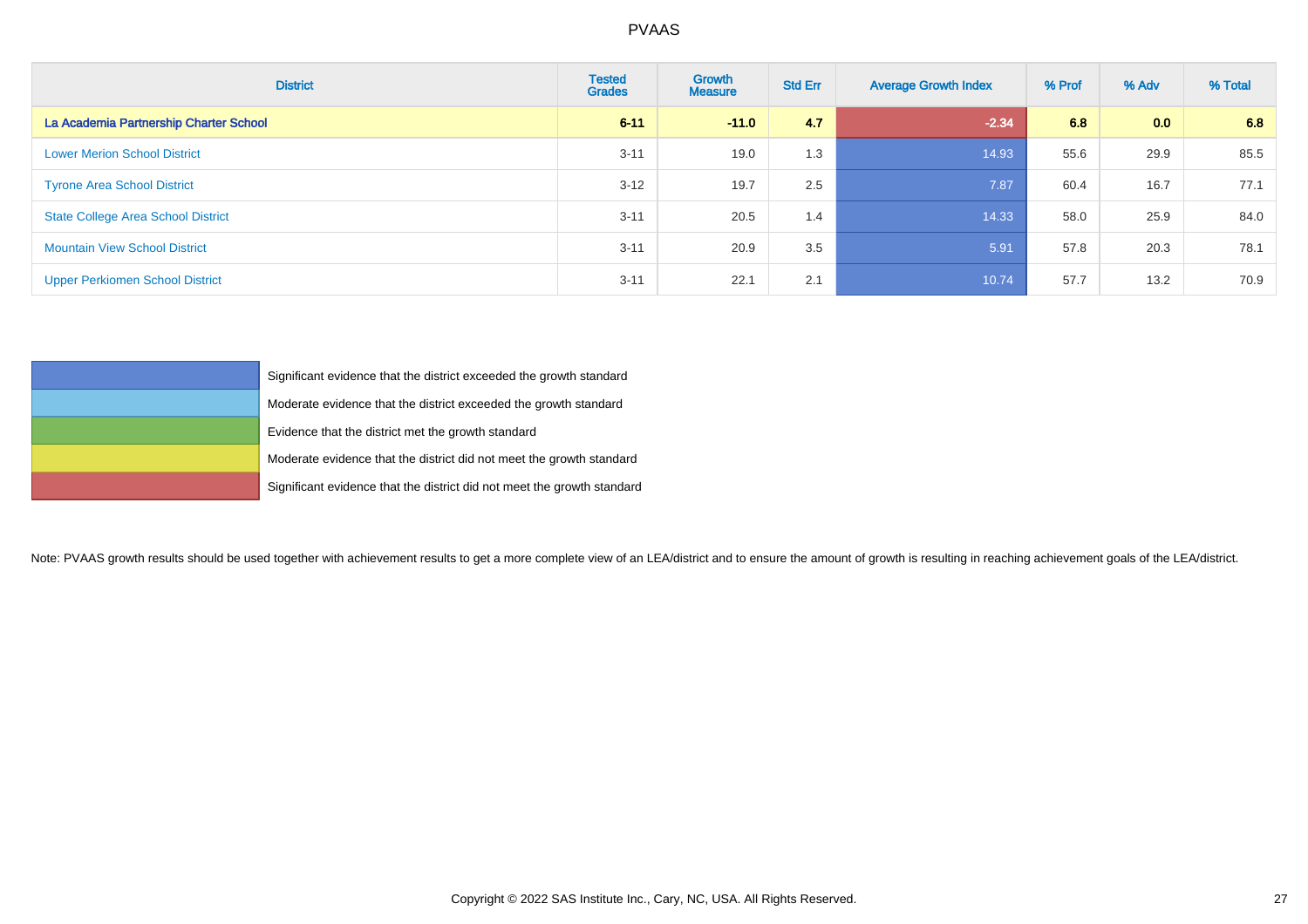# PVAAS

| District | Tested Grades | Growth Measure | Std Err | Average Growth Index | % Prof | % Adv | % Total |
|---|---|---|---|---|---|---|---|
| **La Academia Partnership Charter School** | **6-11** | **-11.0** | **4.7** | **-2.34** | **6.8** | **0.0** | **6.8** |
| Lower Merion School District | 3-11 | 19.0 | 1.3 | 14.93 | 55.6 | 29.9 | 85.5 |
| Tyrone Area School District | 3-12 | 19.7 | 2.5 | 7.87 | 60.4 | 16.7 | 77.1 |
| State College Area School District | 3-11 | 20.5 | 1.4 | 14.33 | 58.0 | 25.9 | 84.0 |
| Mountain View School District | 3-11 | 20.9 | 3.5 | 5.91 | 57.8 | 20.3 | 78.1 |
| Upper Perkiomen School District | 3-11 | 22.1 | 2.1 | 10.74 | 57.7 | 13.2 | 70.9 |

Significant evidence that the district exceeded the growth standard

Moderate evidence that the district exceeded the growth standard

Evidence that the district met the growth standard

Moderate evidence that the district did not meet the growth standard

Significant evidence that the district did not meet the growth standard

Note: PVAAS growth results should be used together with achievement results to get a more complete view of an LEA/district and to ensure the amount of growth is resulting in reaching achievement goals of the LEA/district.

Copyright © 2022 SAS Institute Inc., Cary, NC, USA. All Rights Reserved.